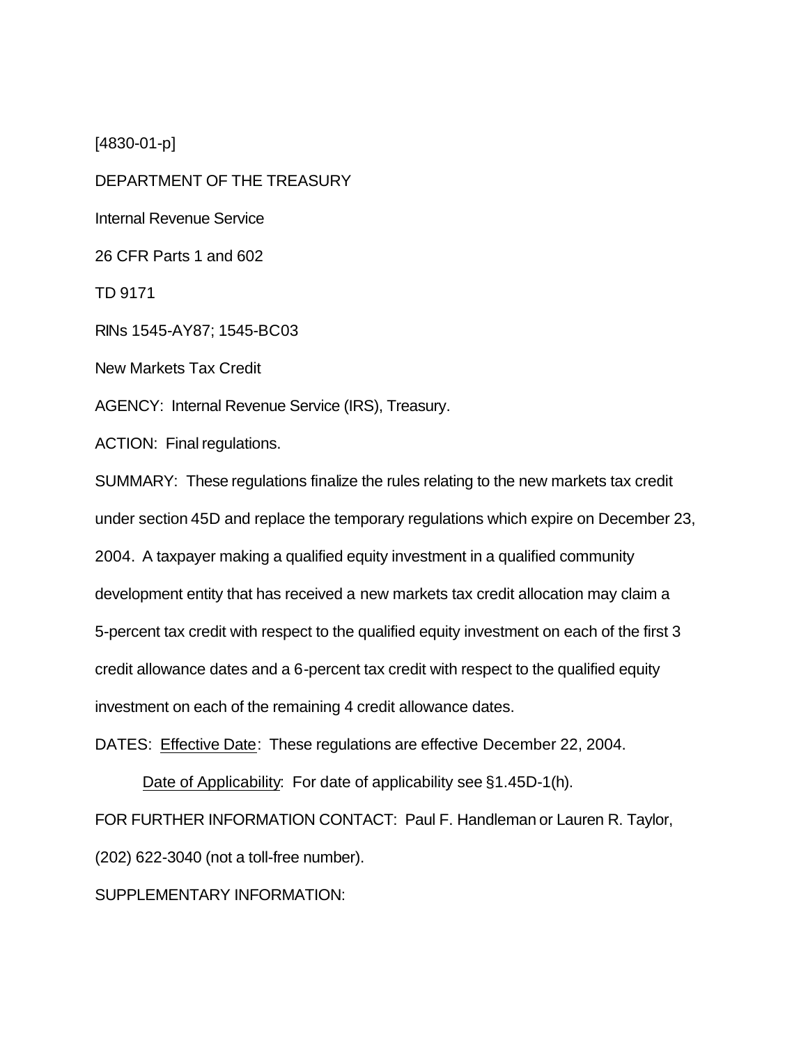[4830-01-p]

DEPARTMENT OF THE TREASURY

Internal Revenue Service

26 CFR Parts 1 and 602

TD 9171

RINs 1545-AY87; 1545-BC03

New Markets Tax Credit

AGENCY: Internal Revenue Service (IRS), Treasury.

ACTION: Final regulations.

SUMMARY: These regulations finalize the rules relating to the new markets tax credit under section 45D and replace the temporary regulations which expire on December 23, 2004. A taxpayer making a qualified equity investment in a qualified community development entity that has received a new markets tax credit allocation may claim a 5-percent tax credit with respect to the qualified equity investment on each of the first 3 credit allowance dates and a 6-percent tax credit with respect to the qualified equity investment on each of the remaining 4 credit allowance dates.

DATES: Effective Date: These regulations are effective December 22, 2004.

Date of Applicability: For date of applicability see §1.45D-1(h).

FOR FURTHER INFORMATION CONTACT: Paul F. Handleman or Lauren R. Taylor, (202) 622-3040 (not a toll-free number).

SUPPLEMENTARY INFORMATION: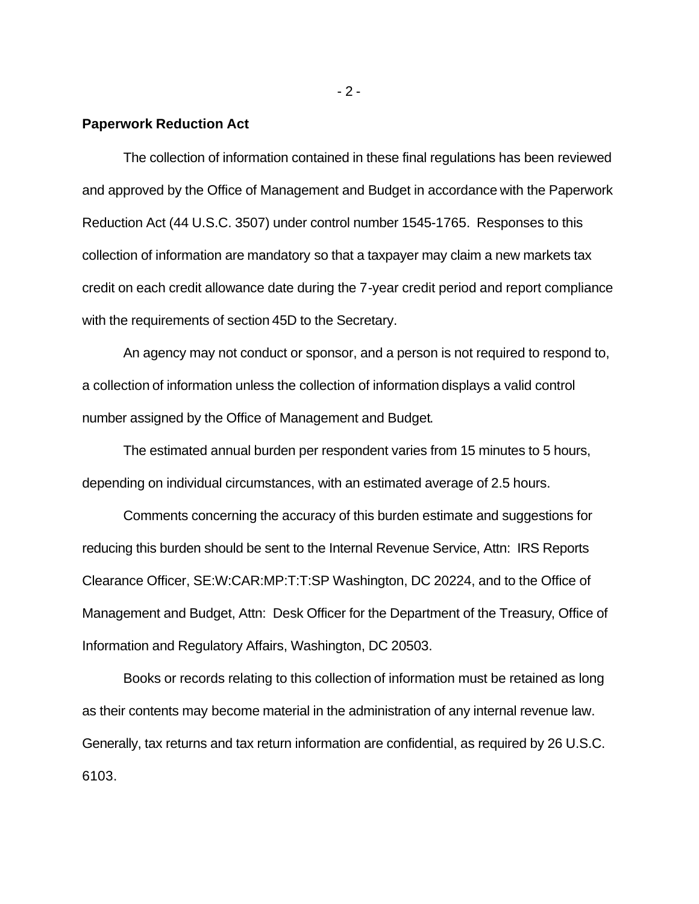**Paperwork Reduction Act**

The collection of information contained in these final regulations has been reviewed and approved by the Office of Management and Budget in accordance with the Paperwork Reduction Act (44 U.S.C. 3507) under control number 1545-1765. Responses to this collection of information are mandatory so that a taxpayer may claim a new markets tax credit on each credit allowance date during the 7-year credit period and report compliance with the requirements of section 45D to the Secretary.

An agency may not conduct or sponsor, and a person is not required to respond to, a collection of information unless the collection of information displays a valid control number assigned by the Office of Management and Budget.

The estimated annual burden per respondent varies from 15 minutes to 5 hours, depending on individual circumstances, with an estimated average of 2.5 hours.

Comments concerning the accuracy of this burden estimate and suggestions for reducing this burden should be sent to the Internal Revenue Service, Attn: IRS Reports Clearance Officer, SE:W:CAR:MP:T:T:SP Washington, DC 20224, and to the Office of Management and Budget, Attn: Desk Officer for the Department of the Treasury, Office of Information and Regulatory Affairs, Washington, DC 20503.

Books or records relating to this collection of information must be retained as long as their contents may become material in the administration of any internal revenue law. Generally, tax returns and tax return information are confidential, as required by 26 U.S.C. 6103.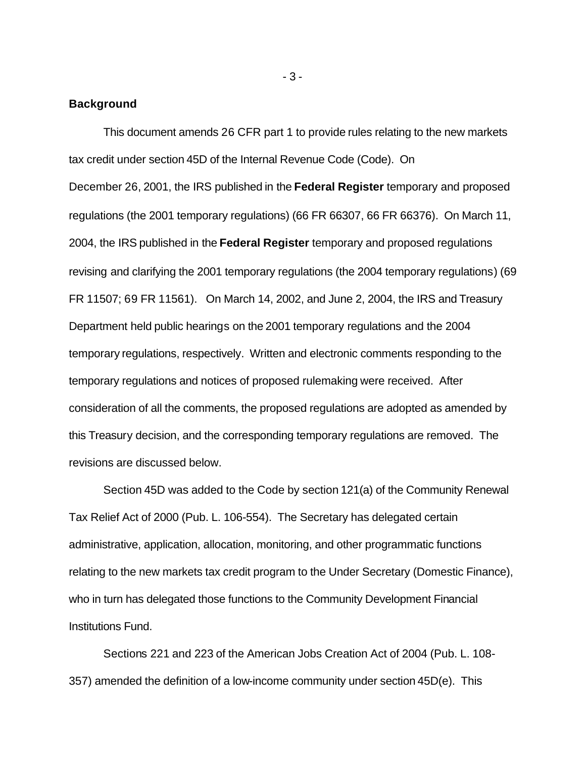**Background**

This document amends 26 CFR part 1 to provide rules relating to the new markets tax credit under section 45D of the Internal Revenue Code (Code). On December 26, 2001, the IRS published in the **Federal Register** temporary and proposed regulations (the 2001 temporary regulations) (66 FR 66307, 66 FR 66376). On March 11, 2004, the IRS published in the **Federal Register** temporary and proposed regulations revising and clarifying the 2001 temporary regulations (the 2004 temporary regulations) (69 FR 11507; 69 FR 11561). On March 14, 2002, and June 2, 2004, the IRS and Treasury Department held public hearings on the 2001 temporary regulations and the 2004 temporary regulations, respectively. Written and electronic comments responding to the temporary regulations and notices of proposed rulemaking were received. After consideration of all the comments, the proposed regulations are adopted as amended by this Treasury decision, and the corresponding temporary regulations are removed. The revisions are discussed below.

Section 45D was added to the Code by section 121(a) of the Community Renewal Tax Relief Act of 2000 (Pub. L. 106-554). The Secretary has delegated certain administrative, application, allocation, monitoring, and other programmatic functions relating to the new markets tax credit program to the Under Secretary (Domestic Finance), who in turn has delegated those functions to the Community Development Financial Institutions Fund.

Sections 221 and 223 of the American Jobs Creation Act of 2004 (Pub. L. 108-357) amended the definition of a low-income community under section 45D(e). This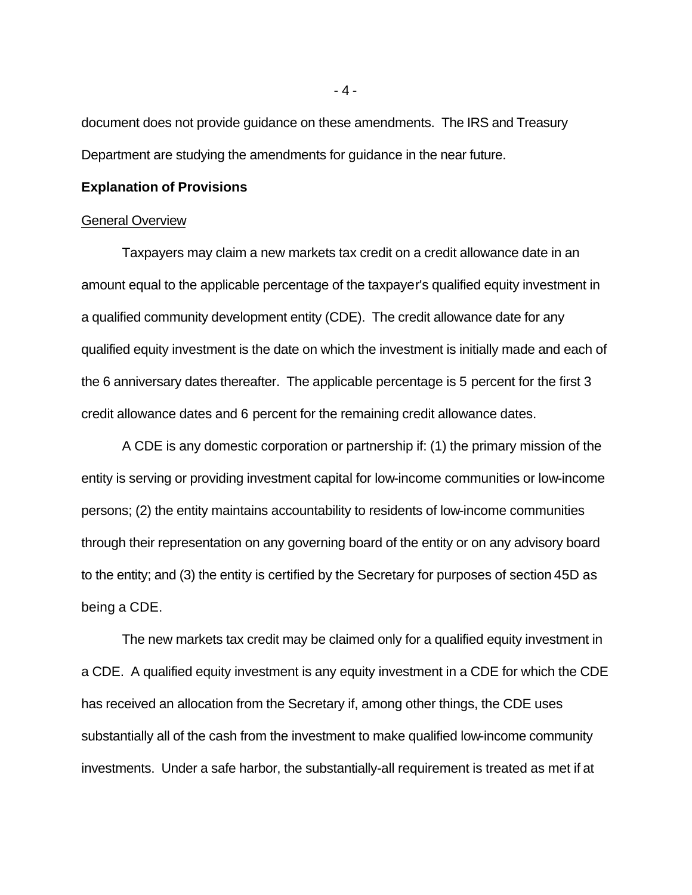document does not provide guidance on these amendments. The IRS and Treasury Department are studying the amendments for guidance in the near future.

**Explanation of Provisions**

General Overview

Taxpayers may claim a new markets tax credit on a credit allowance date in an amount equal to the applicable percentage of the taxpayer's qualified equity investment in a qualified community development entity (CDE). The credit allowance date for any qualified equity investment is the date on which the investment is initially made and each of the 6 anniversary dates thereafter. The applicable percentage is 5 percent for the first 3 credit allowance dates and 6 percent for the remaining credit allowance dates.

A CDE is any domestic corporation or partnership if: (1) the primary mission of the entity is serving or providing investment capital for low-income communities or low-income persons; (2) the entity maintains accountability to residents of low-income communities through their representation on any governing board of the entity or on any advisory board to the entity; and (3) the entity is certified by the Secretary for purposes of section 45D as being a CDE.

The new markets tax credit may be claimed only for a qualified equity investment in a CDE. A qualified equity investment is any equity investment in a CDE for which the CDE has received an allocation from the Secretary if, among other things, the CDE uses substantially all of the cash from the investment to make qualified low-income community investments. Under a safe harbor, the substantially-all requirement is treated as met if at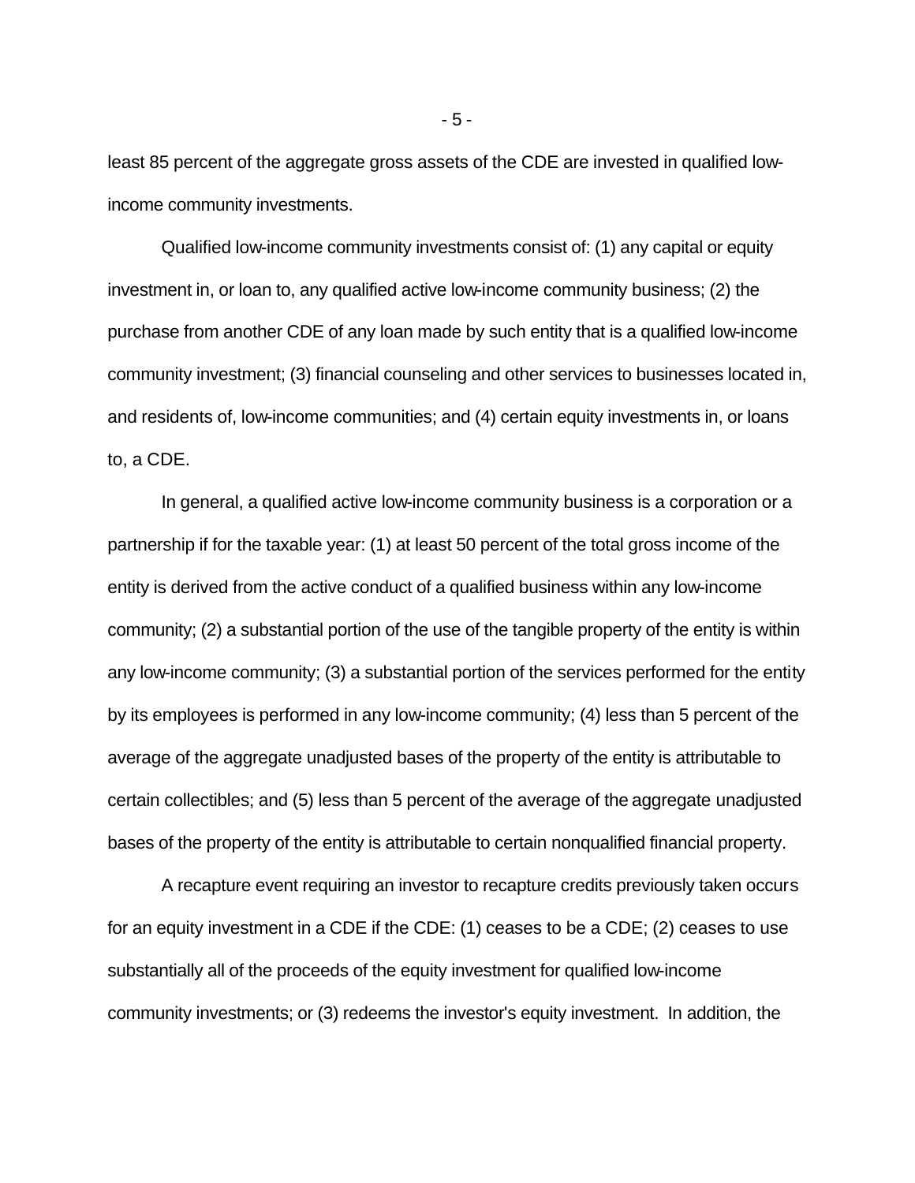least 85 percent of the aggregate gross assets of the CDE are invested in qualified low-income community investments.

Qualified low-income community investments consist of: (1) any capital or equity investment in, or loan to, any qualified active low-income community business; (2) the purchase from another CDE of any loan made by such entity that is a qualified low-income community investment; (3) financial counseling and other services to businesses located in, and residents of, low-income communities; and (4) certain equity investments in, or loans to, a CDE.

In general, a qualified active low-income community business is a corporation or a partnership if for the taxable year: (1) at least 50 percent of the total gross income of the entity is derived from the active conduct of a qualified business within any low-income community; (2) a substantial portion of the use of the tangible property of the entity is within any low-income community; (3) a substantial portion of the services performed for the entity by its employees is performed in any low-income community; (4) less than 5 percent of the average of the aggregate unadjusted bases of the property of the entity is attributable to certain collectibles; and (5) less than 5 percent of the average of the aggregate unadjusted bases of the property of the entity is attributable to certain nonqualified financial property.

A recapture event requiring an investor to recapture credits previously taken occurs for an equity investment in a CDE if the CDE: (1) ceases to be a CDE; (2) ceases to use substantially all of the proceeds of the equity investment for qualified low-income community investments; or (3) redeems the investor's equity investment. In addition, the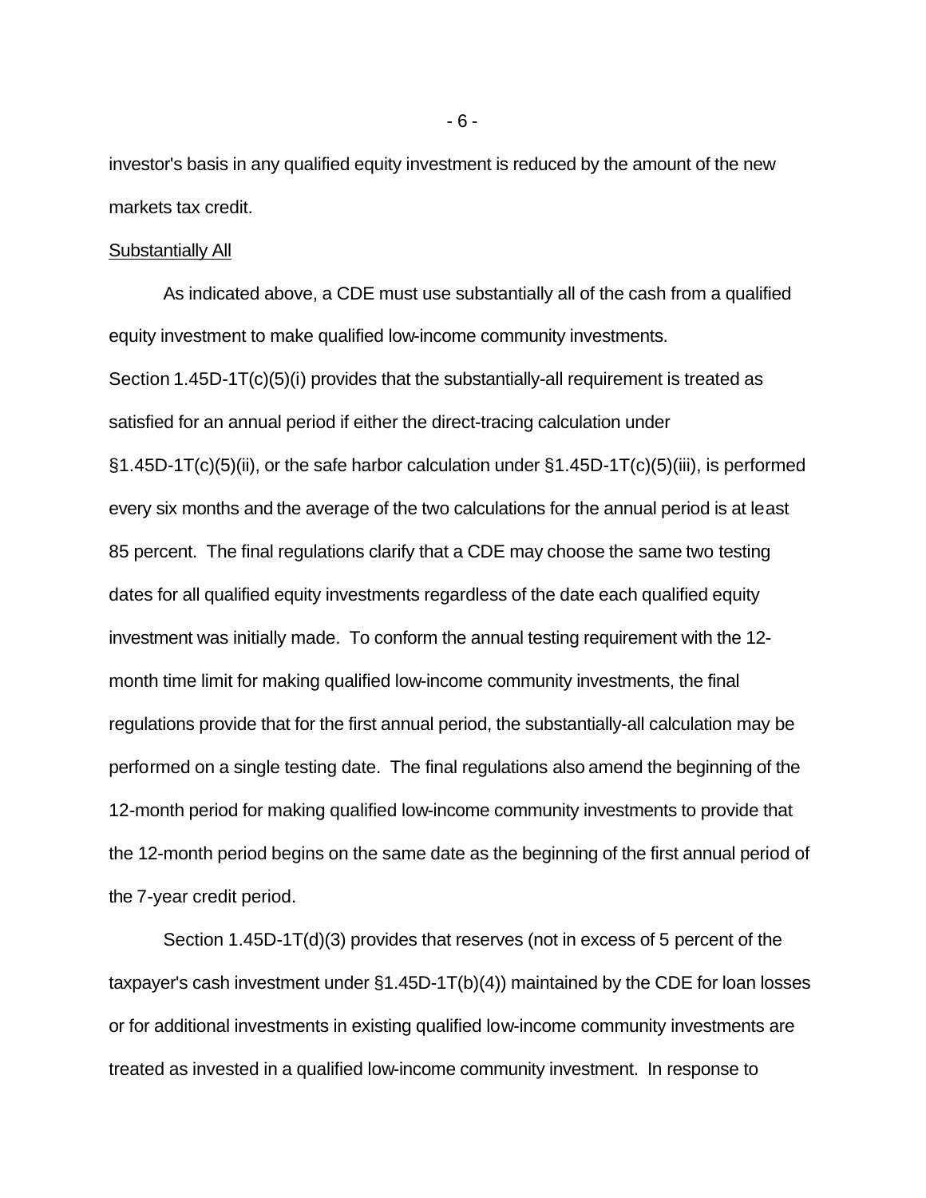investor's basis in any qualified equity investment is reduced by the amount of the new markets tax credit.

Substantially All

As indicated above, a CDE must use substantially all of the cash from a qualified equity investment to make qualified low-income community investments. Section 1.45D-1T(c)(5)(i) provides that the substantially-all requirement is treated as satisfied for an annual period if either the direct-tracing calculation under §1.45D-1T(c)(5)(ii), or the safe harbor calculation under §1.45D-1T(c)(5)(iii), is performed every six months and the average of the two calculations for the annual period is at least 85 percent. The final regulations clarify that a CDE may choose the same two testing dates for all qualified equity investments regardless of the date each qualified equity investment was initially made. To conform the annual testing requirement with the 12-month time limit for making qualified low-income community investments, the final regulations provide that for the first annual period, the substantially-all calculation may be performed on a single testing date. The final regulations also amend the beginning of the 12-month period for making qualified low-income community investments to provide that the 12-month period begins on the same date as the beginning of the first annual period of the 7-year credit period.

Section 1.45D-1T(d)(3) provides that reserves (not in excess of 5 percent of the taxpayer's cash investment under §1.45D-1T(b)(4)) maintained by the CDE for loan losses or for additional investments in existing qualified low-income community investments are treated as invested in a qualified low-income community investment. In response to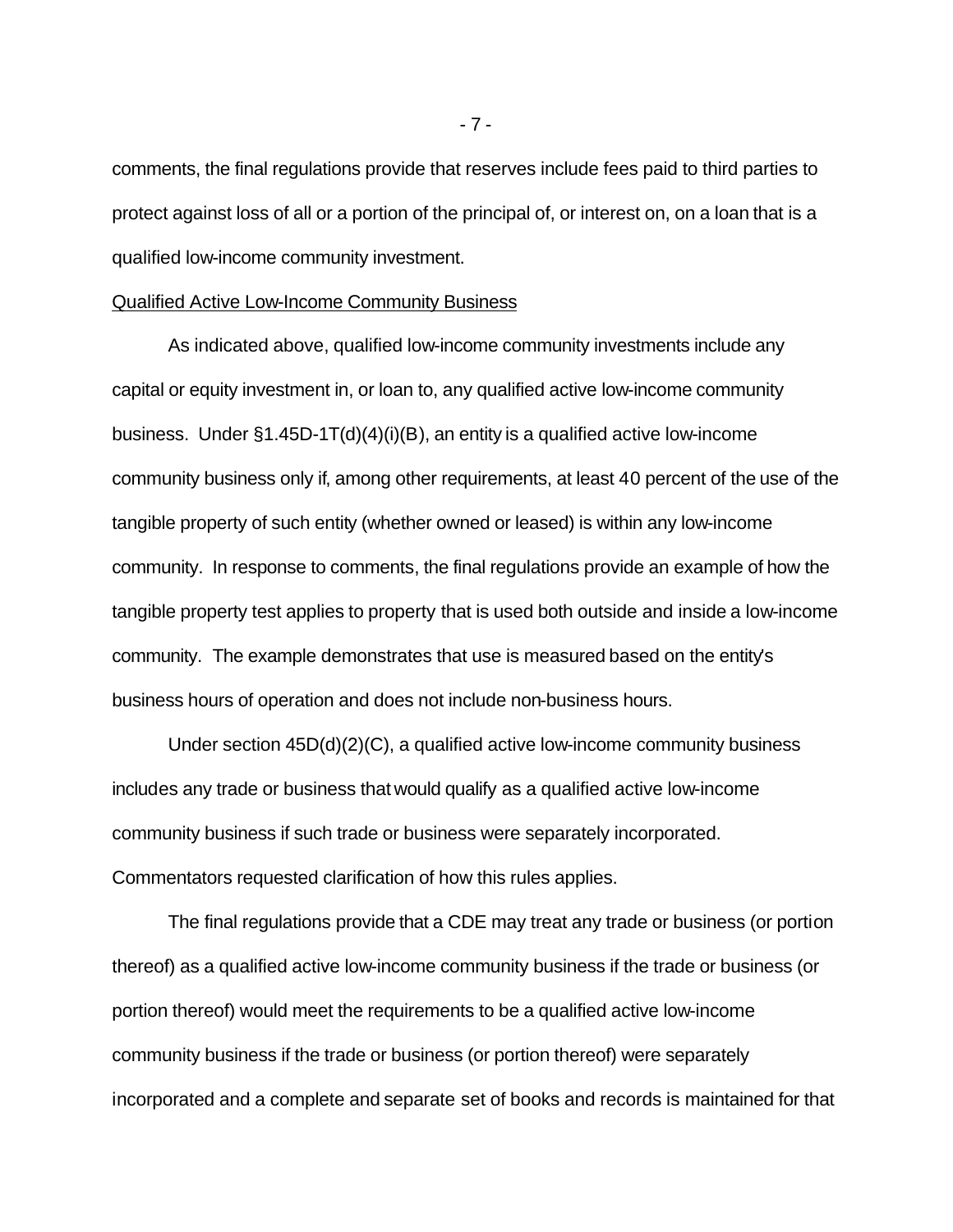comments, the final regulations provide that reserves include fees paid to third parties to protect against loss of all or a portion of the principal of, or interest on, on a loan that is a qualified low-income community investment.

Qualified Active Low-Income Community Business

As indicated above, qualified low-income community investments include any capital or equity investment in, or loan to, any qualified active low-income community business. Under §1.45D-1T(d)(4)(i)(B), an entity is a qualified active low-income community business only if, among other requirements, at least 40 percent of the use of the tangible property of such entity (whether owned or leased) is within any low-income community. In response to comments, the final regulations provide an example of how the tangible property test applies to property that is used both outside and inside a low-income community. The example demonstrates that use is measured based on the entity's business hours of operation and does not include non-business hours.

Under section 45D(d)(2)(C), a qualified active low-income community business includes any trade or business that would qualify as a qualified active low-income community business if such trade or business were separately incorporated. Commentators requested clarification of how this rules applies.

The final regulations provide that a CDE may treat any trade or business (or portion thereof) as a qualified active low-income community business if the trade or business (or portion thereof) would meet the requirements to be a qualified active low-income community business if the trade or business (or portion thereof) were separately incorporated and a complete and separate set of books and records is maintained for that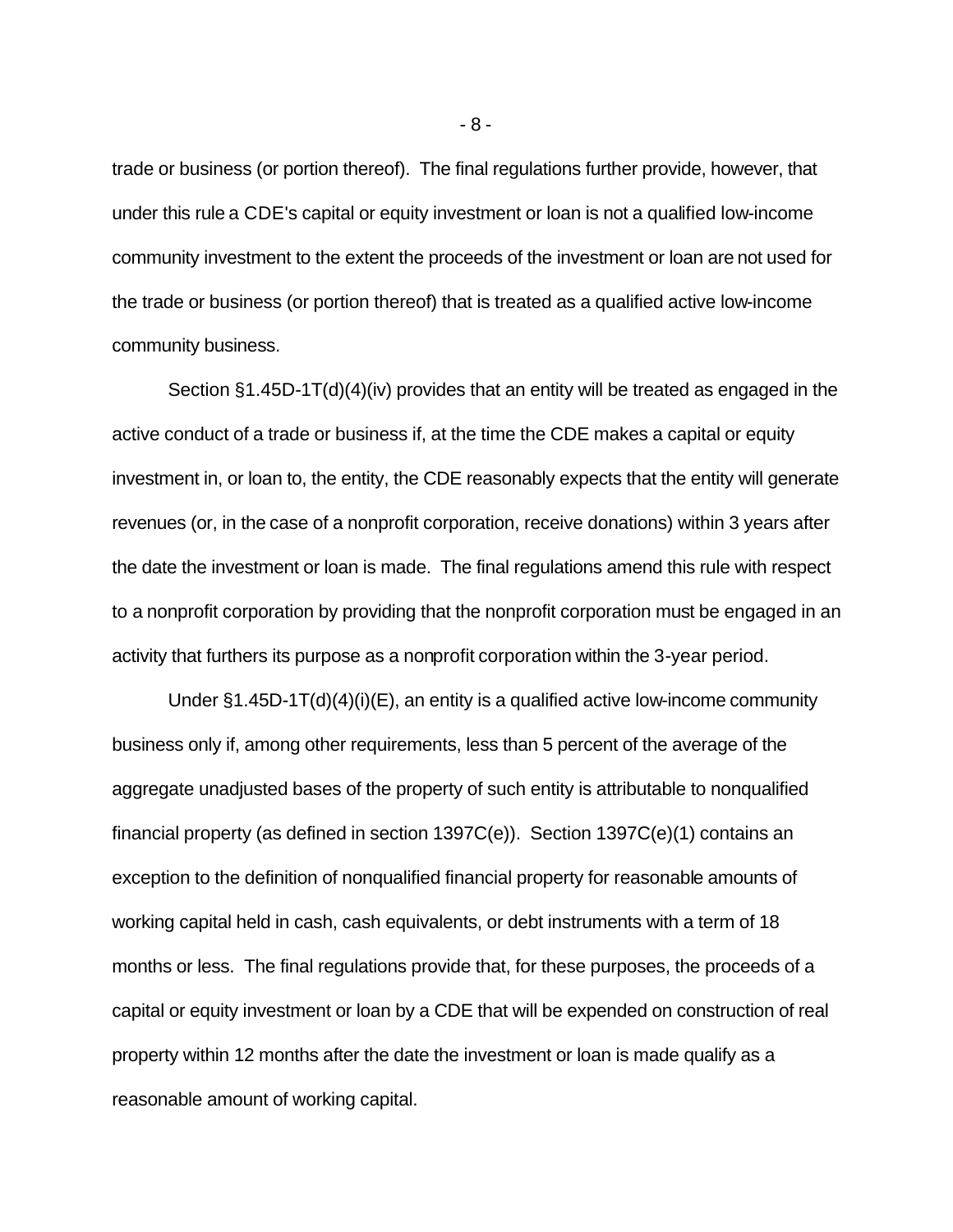trade or business (or portion thereof). The final regulations further provide, however, that under this rule a CDE's capital or equity investment or loan is not a qualified low-income community investment to the extent the proceeds of the investment or loan are not used for the trade or business (or portion thereof) that is treated as a qualified active low-income community business.

Section §1.45D-1T(d)(4)(iv) provides that an entity will be treated as engaged in the active conduct of a trade or business if, at the time the CDE makes a capital or equity investment in, or loan to, the entity, the CDE reasonably expects that the entity will generate revenues (or, in the case of a nonprofit corporation, receive donations) within 3 years after the date the investment or loan is made. The final regulations amend this rule with respect to a nonprofit corporation by providing that the nonprofit corporation must be engaged in an activity that furthers its purpose as a nonprofit corporation within the 3-year period.

Under §1.45D-1T(d)(4)(i)(E), an entity is a qualified active low-income community business only if, among other requirements, less than 5 percent of the average of the aggregate unadjusted bases of the property of such entity is attributable to nonqualified financial property (as defined in section 1397C(e)). Section 1397C(e)(1) contains an exception to the definition of nonqualified financial property for reasonable amounts of working capital held in cash, cash equivalents, or debt instruments with a term of 18 months or less. The final regulations provide that, for these purposes, the proceeds of a capital or equity investment or loan by a CDE that will be expended on construction of real property within 12 months after the date the investment or loan is made qualify as a reasonable amount of working capital.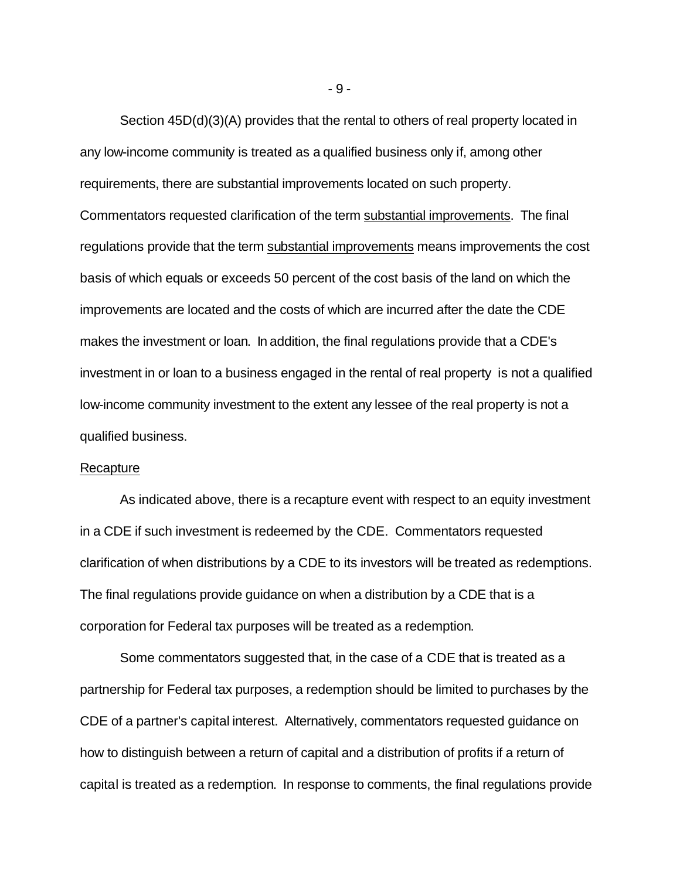Section 45D(d)(3)(A) provides that the rental to others of real property located in any low-income community is treated as a qualified business only if, among other requirements, there are substantial improvements located on such property. Commentators requested clarification of the term substantial improvements. The final regulations provide that the term substantial improvements means improvements the cost basis of which equals or exceeds 50 percent of the cost basis of the land on which the improvements are located and the costs of which are incurred after the date the CDE makes the investment or loan. In addition, the final regulations provide that a CDE's investment in or loan to a business engaged in the rental of real property is not a qualified low-income community investment to the extent any lessee of the real property is not a qualified business.

Recapture

As indicated above, there is a recapture event with respect to an equity investment in a CDE if such investment is redeemed by the CDE. Commentators requested clarification of when distributions by a CDE to its investors will be treated as redemptions. The final regulations provide guidance on when a distribution by a CDE that is a corporation for Federal tax purposes will be treated as a redemption.

Some commentators suggested that, in the case of a CDE that is treated as a partnership for Federal tax purposes, a redemption should be limited to purchases by the CDE of a partner's capital interest. Alternatively, commentators requested guidance on how to distinguish between a return of capital and a distribution of profits if a return of capital is treated as a redemption. In response to comments, the final regulations provide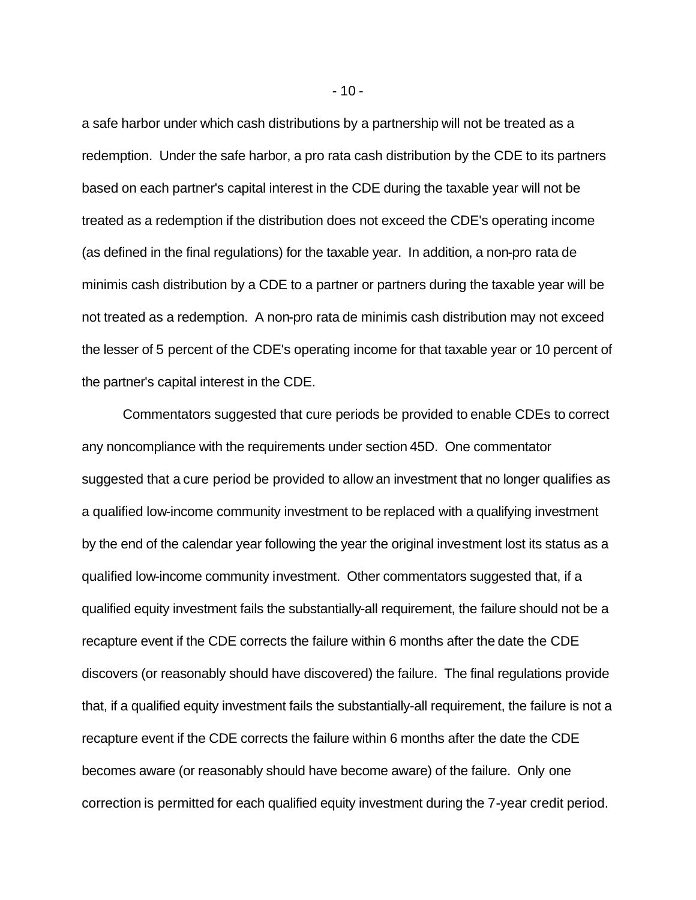a safe harbor under which cash distributions by a partnership will not be treated as a redemption. Under the safe harbor, a pro rata cash distribution by the CDE to its partners based on each partner's capital interest in the CDE during the taxable year will not be treated as a redemption if the distribution does not exceed the CDE's operating income (as defined in the final regulations) for the taxable year. In addition, a non-pro rata de minimis cash distribution by a CDE to a partner or partners during the taxable year will be not treated as a redemption. A non-pro rata de minimis cash distribution may not exceed the lesser of 5 percent of the CDE's operating income for that taxable year or 10 percent of the partner's capital interest in the CDE.

Commentators suggested that cure periods be provided to enable CDEs to correct any noncompliance with the requirements under section 45D. One commentator suggested that a cure period be provided to allow an investment that no longer qualifies as a qualified low-income community investment to be replaced with a qualifying investment by the end of the calendar year following the year the original investment lost its status as a qualified low-income community investment. Other commentators suggested that, if a qualified equity investment fails the substantially-all requirement, the failure should not be a recapture event if the CDE corrects the failure within 6 months after the date the CDE discovers (or reasonably should have discovered) the failure. The final regulations provide that, if a qualified equity investment fails the substantially-all requirement, the failure is not a recapture event if the CDE corrects the failure within 6 months after the date the CDE becomes aware (or reasonably should have become aware) of the failure. Only one correction is permitted for each qualified equity investment during the 7-year credit period.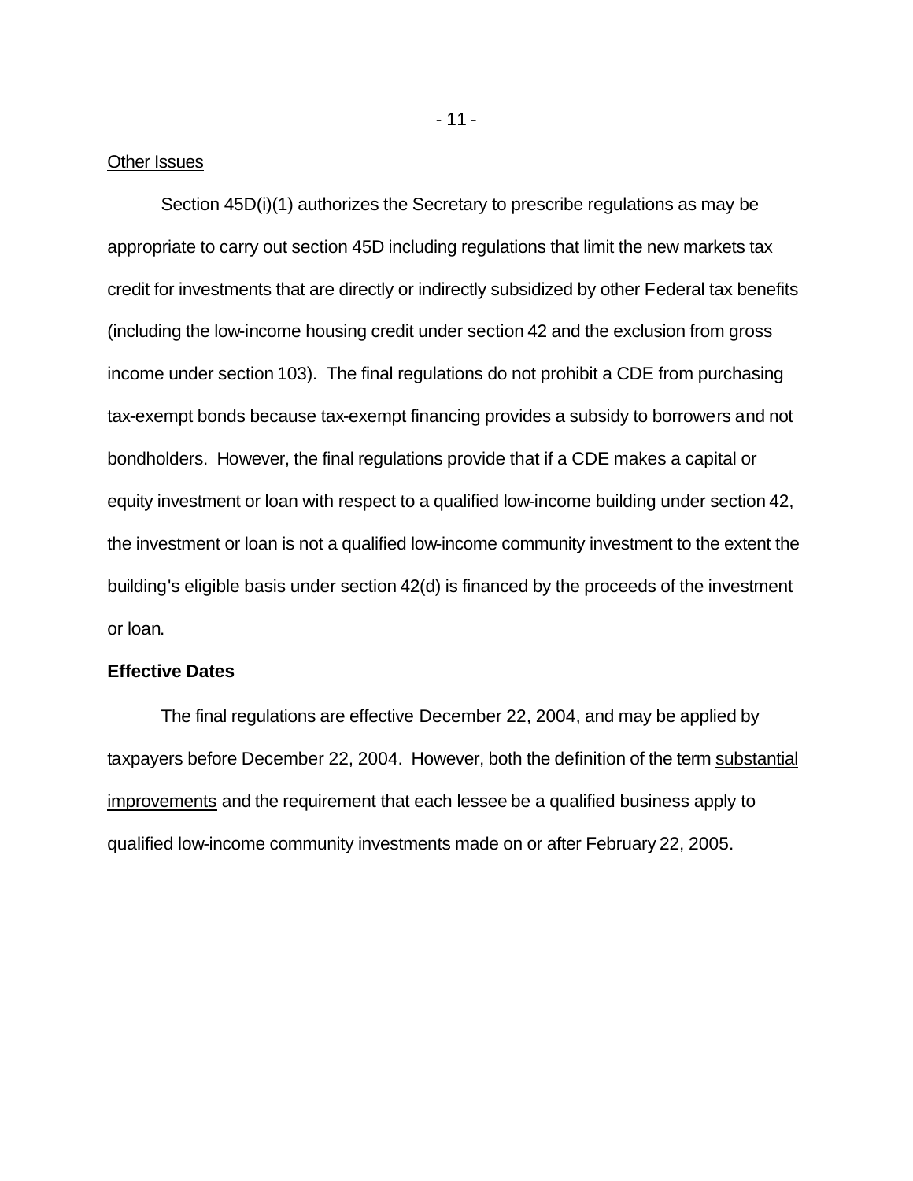Other Issues

Section 45D(i)(1) authorizes the Secretary to prescribe regulations as may be appropriate to carry out section 45D including regulations that limit the new markets tax credit for investments that are directly or indirectly subsidized by other Federal tax benefits (including the low-income housing credit under section 42 and the exclusion from gross income under section 103). The final regulations do not prohibit a CDE from purchasing tax-exempt bonds because tax-exempt financing provides a subsidy to borrowers and not bondholders. However, the final regulations provide that if a CDE makes a capital or equity investment or loan with respect to a qualified low-income building under section 42, the investment or loan is not a qualified low-income community investment to the extent the building's eligible basis under section 42(d) is financed by the proceeds of the investment or loan.

**Effective Dates**

The final regulations are effective December 22, 2004, and may be applied by taxpayers before December 22, 2004. However, both the definition of the term substantial improvements and the requirement that each lessee be a qualified business apply to qualified low-income community investments made on or after February 22, 2005.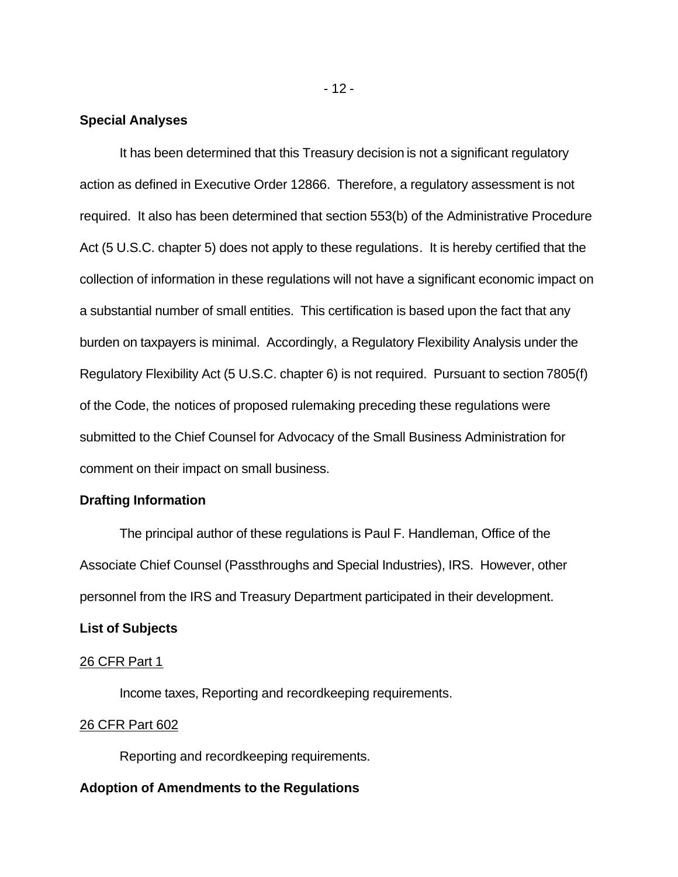**Special Analyses**

It has been determined that this Treasury decision is not a significant regulatory action as defined in Executive Order 12866. Therefore, a regulatory assessment is not required. It also has been determined that section 553(b) of the Administrative Procedure Act (5 U.S.C. chapter 5) does not apply to these regulations. It is hereby certified that the collection of information in these regulations will not have a significant economic impact on a substantial number of small entities. This certification is based upon the fact that any burden on taxpayers is minimal. Accordingly, a Regulatory Flexibility Analysis under the Regulatory Flexibility Act (5 U.S.C. chapter 6) is not required. Pursuant to section 7805(f) of the Code, the notices of proposed rulemaking preceding these regulations were submitted to the Chief Counsel for Advocacy of the Small Business Administration for comment on their impact on small business.

**Drafting Information**

The principal author of these regulations is Paul F. Handleman, Office of the Associate Chief Counsel (Passthroughs and Special Industries), IRS. However, other personnel from the IRS and Treasury Department participated in their development.

**List of Subjects**

26 CFR Part 1

Income taxes, Reporting and recordkeeping requirements.

26 CFR Part 602

Reporting and recordkeeping requirements.

**Adoption of Amendments to the Regulations**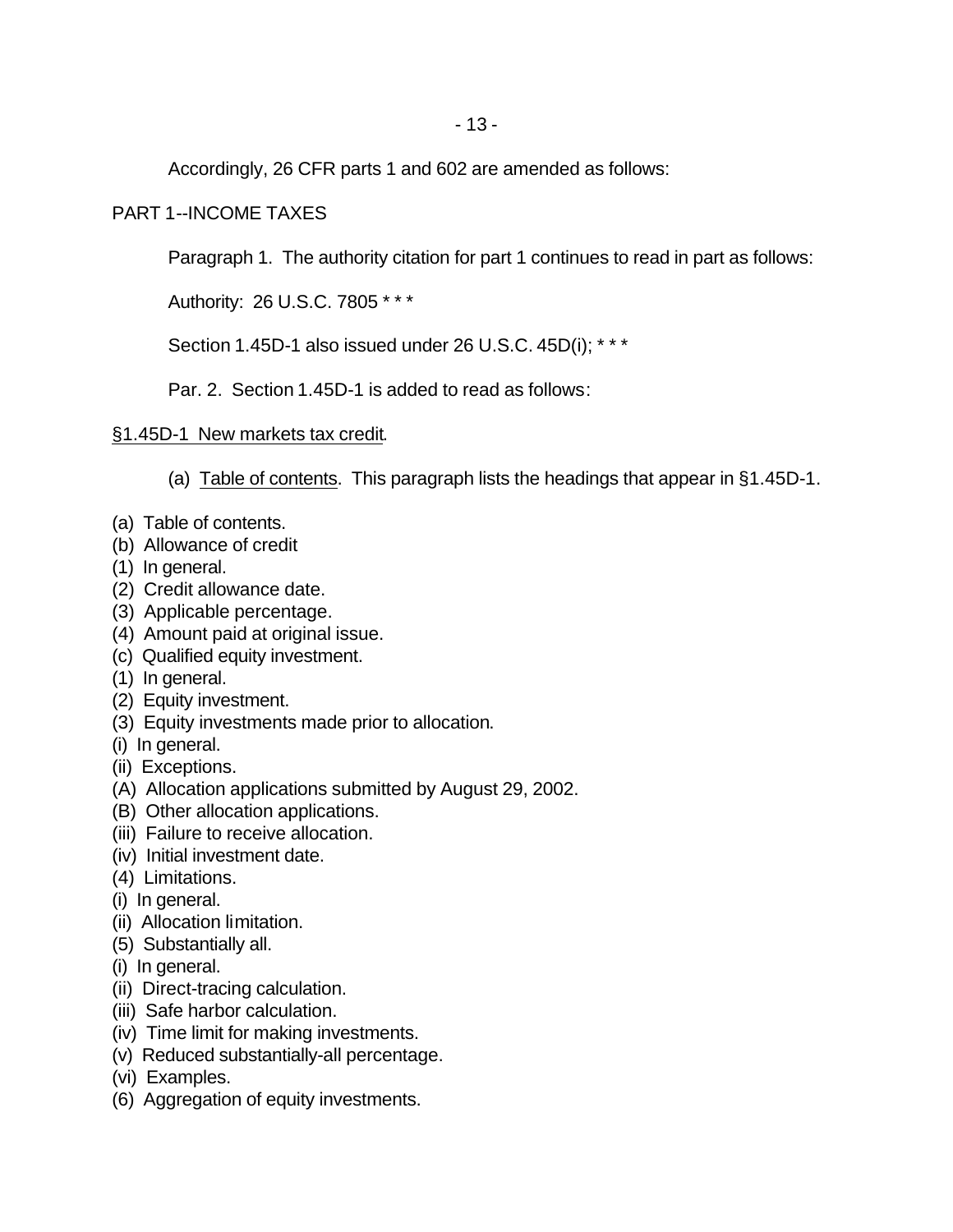Accordingly, 26 CFR parts 1 and 602 are amended as follows:

PART 1--INCOME TAXES

Paragraph 1. The authority citation for part 1 continues to read in part as follows:

Authority: 26 U.S.C. 7805 * * *

Section 1.45D-1 also issued under 26 U.S.C. 45D(i); * * *

Par. 2. Section 1.45D-1 is added to read as follows:

§1.45D-1 New markets tax credit.

(a) Table of contents. This paragraph lists the headings that appear in §1.45D-1.

(a) Table of contents.
(b) Allowance of credit
(1) In general.
(2) Credit allowance date.
(3) Applicable percentage.
(4) Amount paid at original issue.
(c) Qualified equity investment.
(1) In general.
(2) Equity investment.
(3) Equity investments made prior to allocation.
(i) In general.
(ii) Exceptions.
(A) Allocation applications submitted by August 29, 2002.
(B) Other allocation applications.
(iii) Failure to receive allocation.
(iv) Initial investment date.
(4) Limitations.
(i) In general.
(ii) Allocation limitation.
(5) Substantially all.
(i) In general.
(ii) Direct-tracing calculation.
(iii) Safe harbor calculation.
(iv) Time limit for making investments.
(v) Reduced substantially-all percentage.
(vi) Examples.
(6) Aggregation of equity investments.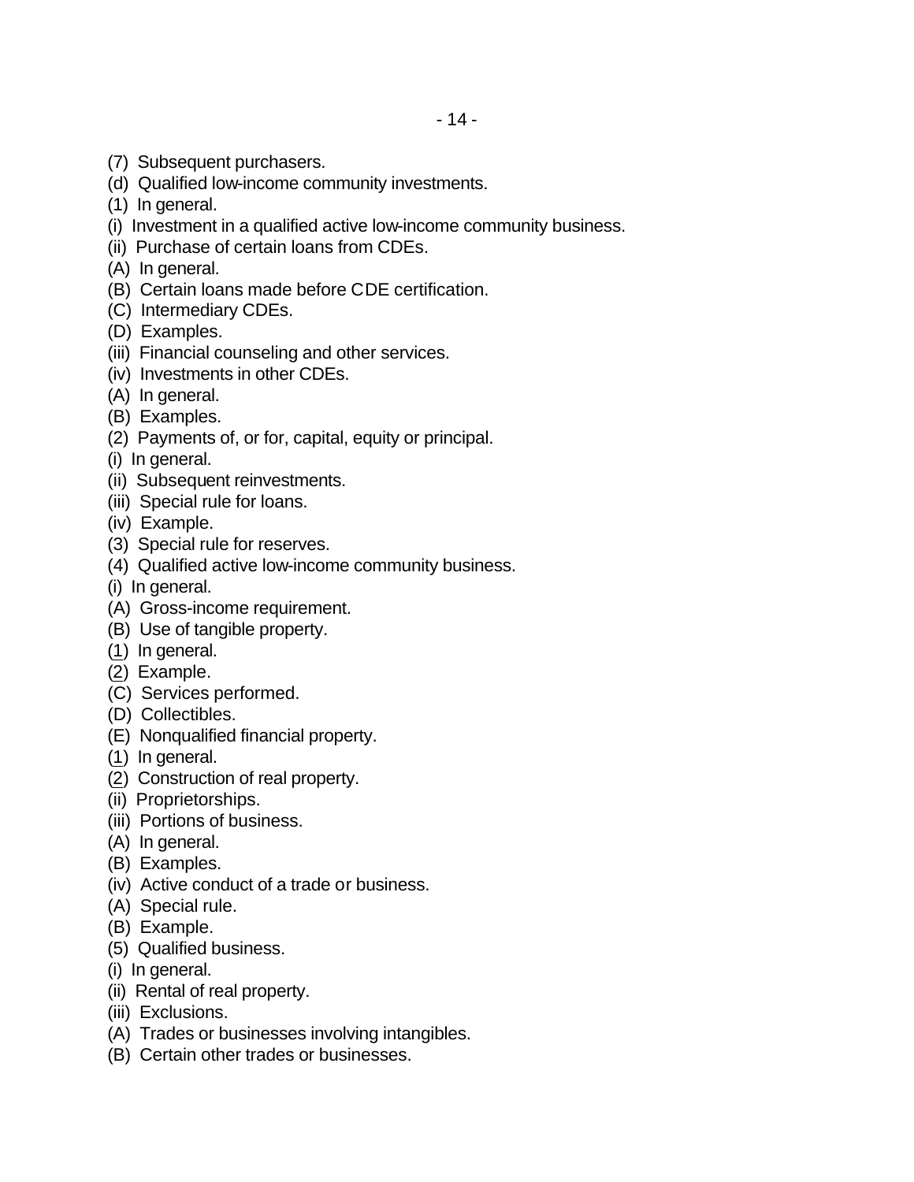(7) Subsequent purchasers.
(d) Qualified low-income community investments.
(1) In general.
(i) Investment in a qualified active low-income community business.
(ii) Purchase of certain loans from CDEs.
(A) In general.
(B) Certain loans made before CDE certification.
(C) Intermediary CDEs.
(D) Examples.
(iii) Financial counseling and other services.
(iv) Investments in other CDEs.
(A) In general.
(B) Examples.
(2) Payments of, or for, capital, equity or principal.
(i) In general.
(ii) Subsequent reinvestments.
(iii) Special rule for loans.
(iv) Example.
(3) Special rule for reserves.
(4) Qualified active low-income community business.
(i) In general.
(A) Gross-income requirement.
(B) Use of tangible property.
(1) In general.
(2) Example.
(C) Services performed.
(D) Collectibles.
(E) Nonqualified financial property.
(1) In general.
(2) Construction of real property.
(ii) Proprietorships.
(iii) Portions of business.
(A) In general.
(B) Examples.
(iv) Active conduct of a trade or business.
(A) Special rule.
(B) Example.
(5) Qualified business.
(i) In general.
(ii) Rental of real property.
(iii) Exclusions.
(A) Trades or businesses involving intangibles.
(B) Certain other trades or businesses.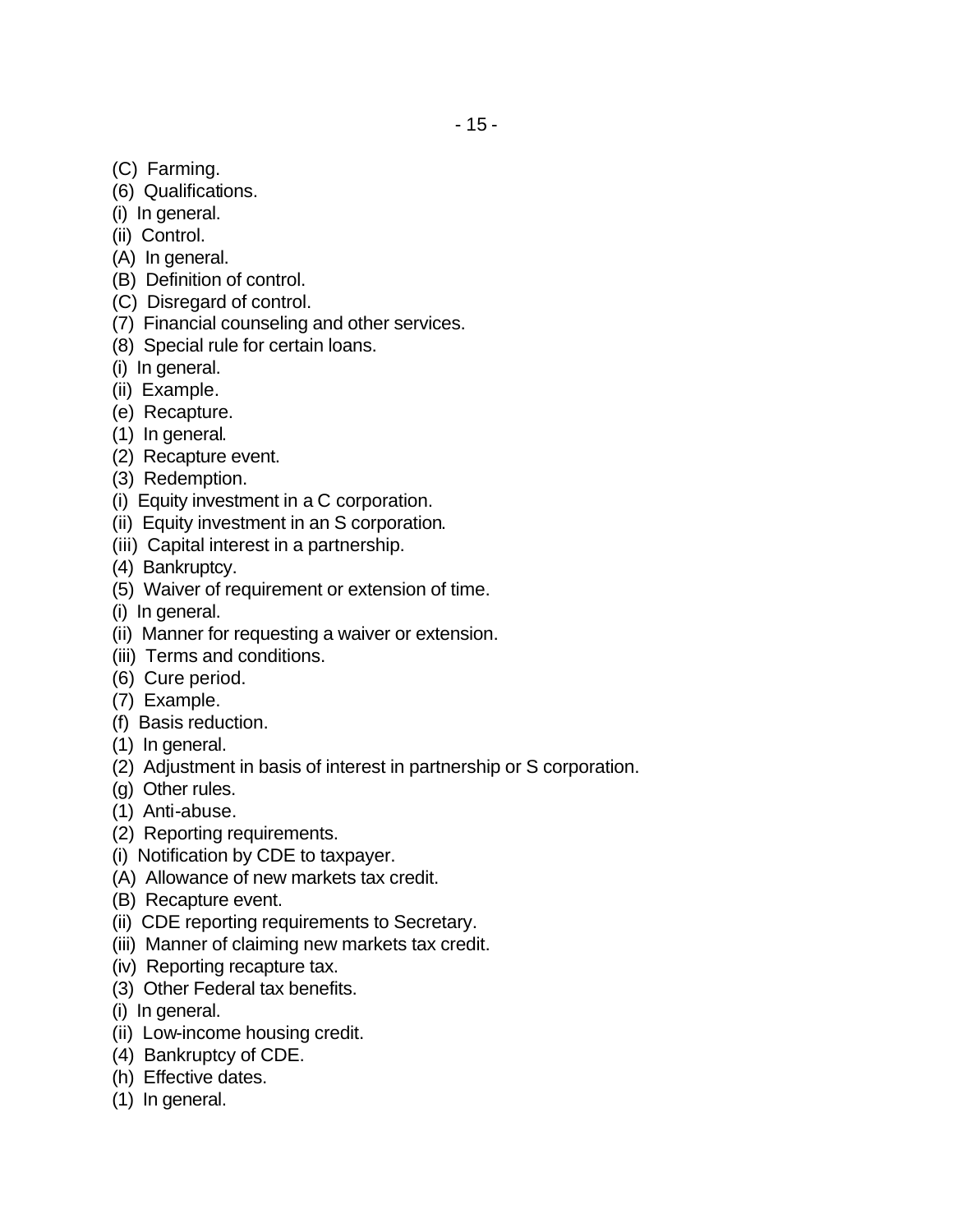(C) Farming.

(6) Qualifications.

(i) In general.

(ii) Control.

(A) In general.

(B) Definition of control.

(C) Disregard of control.

(7) Financial counseling and other services.

(8) Special rule for certain loans.

(i) In general.

(ii) Example.

(e) Recapture.

(1) In general.

(2) Recapture event.

(3) Redemption.

(i) Equity investment in a C corporation.

(ii) Equity investment in an S corporation.

(iii) Capital interest in a partnership.

(4) Bankruptcy.

(5) Waiver of requirement or extension of time.

(i) In general.

(ii) Manner for requesting a waiver or extension.

(iii) Terms and conditions.

(6) Cure period.

(7) Example.

(f) Basis reduction.

(1) In general.

(2) Adjustment in basis of interest in partnership or S corporation.

(g) Other rules.

(1) Anti-abuse.

(2) Reporting requirements.

(i) Notification by CDE to taxpayer.

(A) Allowance of new markets tax credit.

(B) Recapture event.

(ii) CDE reporting requirements to Secretary.

(iii) Manner of claiming new markets tax credit.

(iv) Reporting recapture tax.

(3) Other Federal tax benefits.

(i) In general.

(ii) Low-income housing credit.

(4) Bankruptcy of CDE.

(h) Effective dates.

(1) In general.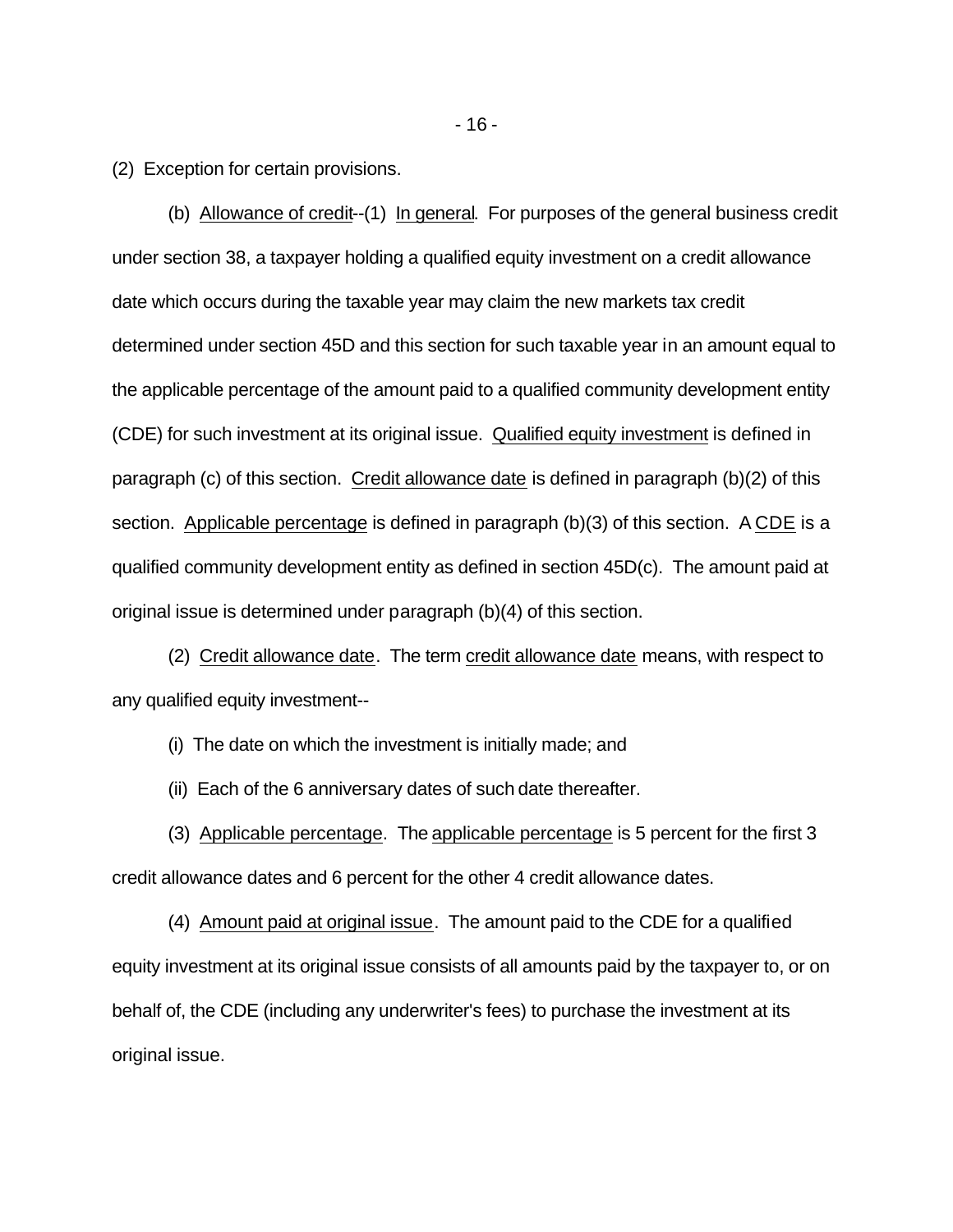(2) Exception for certain provisions.

(b) Allowance of credit--(1) In general. For purposes of the general business credit under section 38, a taxpayer holding a qualified equity investment on a credit allowance date which occurs during the taxable year may claim the new markets tax credit determined under section 45D and this section for such taxable year in an amount equal to the applicable percentage of the amount paid to a qualified community development entity (CDE) for such investment at its original issue. Qualified equity investment is defined in paragraph (c) of this section. Credit allowance date is defined in paragraph (b)(2) of this section. Applicable percentage is defined in paragraph (b)(3) of this section. A CDE is a qualified community development entity as defined in section 45D(c). The amount paid at original issue is determined under paragraph (b)(4) of this section.

(2) Credit allowance date. The term credit allowance date means, with respect to any qualified equity investment--

(i) The date on which the investment is initially made; and

(ii) Each of the 6 anniversary dates of such date thereafter.

(3) Applicable percentage. The applicable percentage is 5 percent for the first 3 credit allowance dates and 6 percent for the other 4 credit allowance dates.

(4) Amount paid at original issue. The amount paid to the CDE for a qualified equity investment at its original issue consists of all amounts paid by the taxpayer to, or on behalf of, the CDE (including any underwriter's fees) to purchase the investment at its original issue.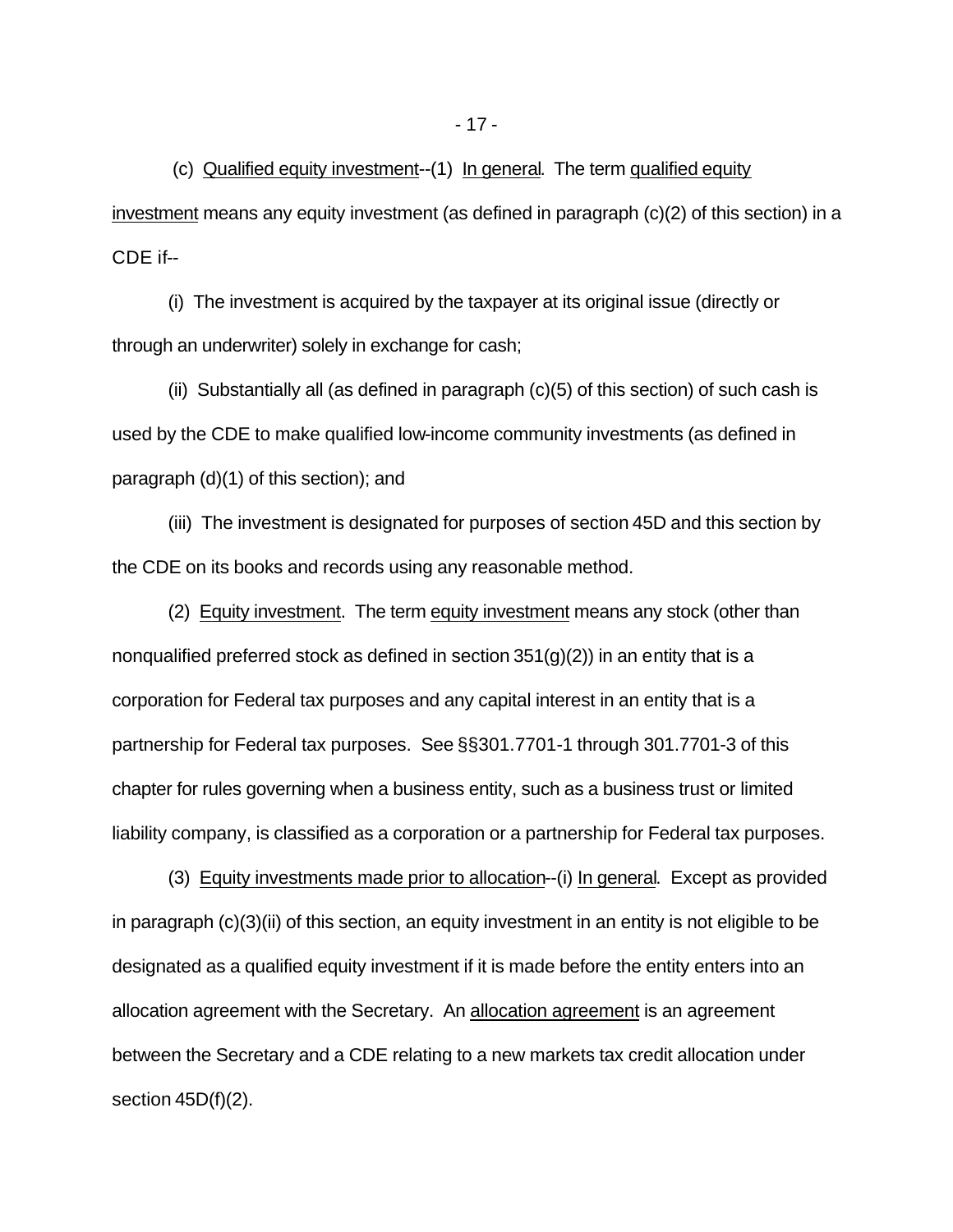(c) Qualified equity investment--(1) In general. The term qualified equity investment means any equity investment (as defined in paragraph (c)(2) of this section) in a CDE if--

(i) The investment is acquired by the taxpayer at its original issue (directly or through an underwriter) solely in exchange for cash;

(ii) Substantially all (as defined in paragraph (c)(5) of this section) of such cash is used by the CDE to make qualified low-income community investments (as defined in paragraph (d)(1) of this section); and

(iii) The investment is designated for purposes of section 45D and this section by the CDE on its books and records using any reasonable method.

(2) Equity investment. The term equity investment means any stock (other than nonqualified preferred stock as defined in section 351(g)(2)) in an entity that is a corporation for Federal tax purposes and any capital interest in an entity that is a partnership for Federal tax purposes. See §§301.7701-1 through 301.7701-3 of this chapter for rules governing when a business entity, such as a business trust or limited liability company, is classified as a corporation or a partnership for Federal tax purposes.

(3) Equity investments made prior to allocation--(i) In general. Except as provided in paragraph (c)(3)(ii) of this section, an equity investment in an entity is not eligible to be designated as a qualified equity investment if it is made before the entity enters into an allocation agreement with the Secretary. An allocation agreement is an agreement between the Secretary and a CDE relating to a new markets tax credit allocation under section 45D(f)(2).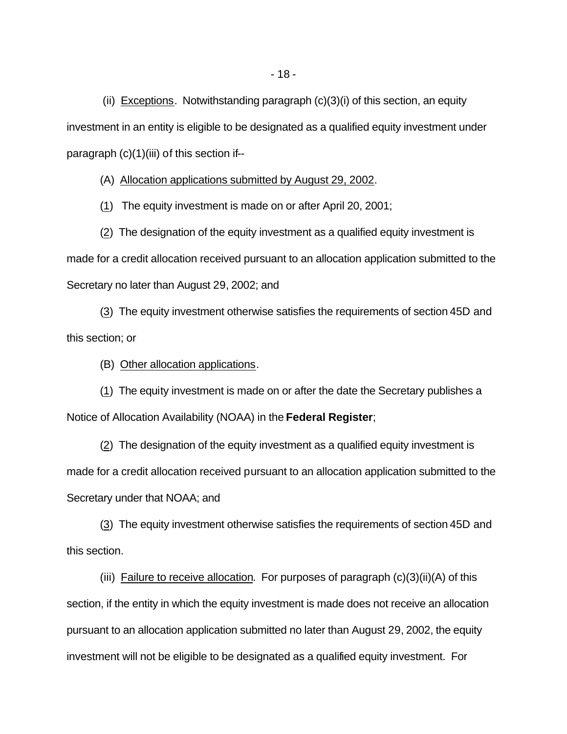(ii) Exceptions. Notwithstanding paragraph (c)(3)(i) of this section, an equity investment in an entity is eligible to be designated as a qualified equity investment under paragraph (c)(1)(iii) of this section if--

(A) Allocation applications submitted by August 29, 2002.

(1) The equity investment is made on or after April 20, 2001;

(2) The designation of the equity investment as a qualified equity investment is made for a credit allocation received pursuant to an allocation application submitted to the Secretary no later than August 29, 2002; and

(3) The equity investment otherwise satisfies the requirements of section 45D and this section; or

(B) Other allocation applications.

(1) The equity investment is made on or after the date the Secretary publishes a Notice of Allocation Availability (NOAA) in the **Federal Register**;

(2) The designation of the equity investment as a qualified equity investment is made for a credit allocation received pursuant to an allocation application submitted to the Secretary under that NOAA; and

(3) The equity investment otherwise satisfies the requirements of section 45D and this section.

(iii) Failure to receive allocation. For purposes of paragraph (c)(3)(ii)(A) of this section, if the entity in which the equity investment is made does not receive an allocation pursuant to an allocation application submitted no later than August 29, 2002, the equity investment will not be eligible to be designated as a qualified equity investment. For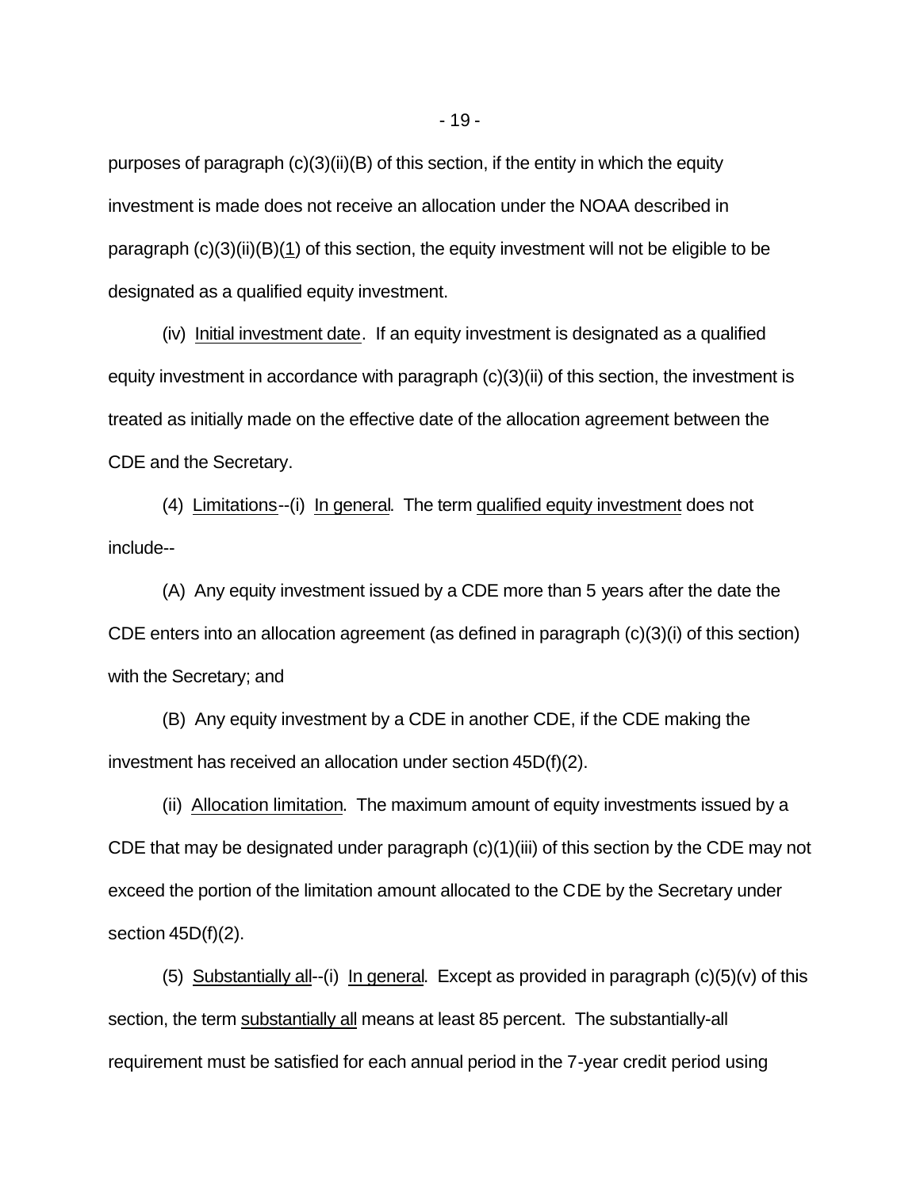purposes of paragraph (c)(3)(ii)(B) of this section, if the entity in which the equity investment is made does not receive an allocation under the NOAA described in paragraph (c)(3)(ii)(B)(1) of this section, the equity investment will not be eligible to be designated as a qualified equity investment.

(iv) Initial investment date. If an equity investment is designated as a qualified equity investment in accordance with paragraph (c)(3)(ii) of this section, the investment is treated as initially made on the effective date of the allocation agreement between the CDE and the Secretary.

(4) Limitations--(i) In general. The term qualified equity investment does not include--

(A) Any equity investment issued by a CDE more than 5 years after the date the CDE enters into an allocation agreement (as defined in paragraph (c)(3)(i) of this section) with the Secretary; and

(B) Any equity investment by a CDE in another CDE, if the CDE making the investment has received an allocation under section 45D(f)(2).

(ii) Allocation limitation. The maximum amount of equity investments issued by a CDE that may be designated under paragraph (c)(1)(iii) of this section by the CDE may not exceed the portion of the limitation amount allocated to the CDE by the Secretary under section 45D(f)(2).

(5) Substantially all--(i) In general. Except as provided in paragraph (c)(5)(v) of this section, the term substantially all means at least 85 percent. The substantially-all requirement must be satisfied for each annual period in the 7-year credit period using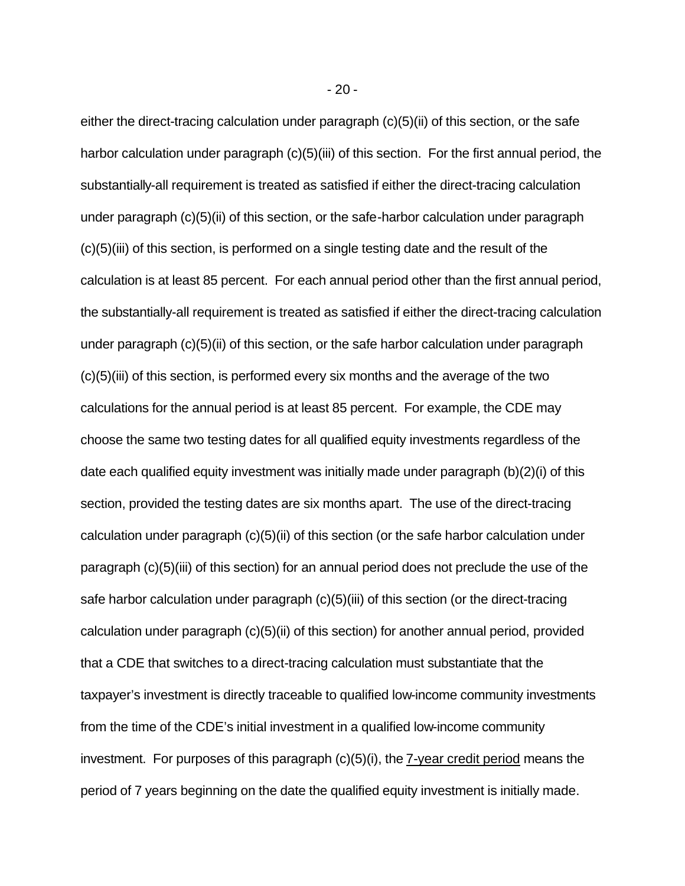either the direct-tracing calculation under paragraph (c)(5)(ii) of this section, or the safe harbor calculation under paragraph (c)(5)(iii) of this section. For the first annual period, the substantially-all requirement is treated as satisfied if either the direct-tracing calculation under paragraph (c)(5)(ii) of this section, or the safe-harbor calculation under paragraph (c)(5)(iii) of this section, is performed on a single testing date and the result of the calculation is at least 85 percent. For each annual period other than the first annual period, the substantially-all requirement is treated as satisfied if either the direct-tracing calculation under paragraph (c)(5)(ii) of this section, or the safe harbor calculation under paragraph (c)(5)(iii) of this section, is performed every six months and the average of the two calculations for the annual period is at least 85 percent. For example, the CDE may choose the same two testing dates for all qualified equity investments regardless of the date each qualified equity investment was initially made under paragraph (b)(2)(i) of this section, provided the testing dates are six months apart. The use of the direct-tracing calculation under paragraph (c)(5)(ii) of this section (or the safe harbor calculation under paragraph (c)(5)(iii) of this section) for an annual period does not preclude the use of the safe harbor calculation under paragraph (c)(5)(iii) of this section (or the direct-tracing calculation under paragraph (c)(5)(ii) of this section) for another annual period, provided that a CDE that switches to a direct-tracing calculation must substantiate that the taxpayer's investment is directly traceable to qualified low-income community investments from the time of the CDE's initial investment in a qualified low-income community investment. For purposes of this paragraph (c)(5)(i), the 7-year credit period means the period of 7 years beginning on the date the qualified equity investment is initially made.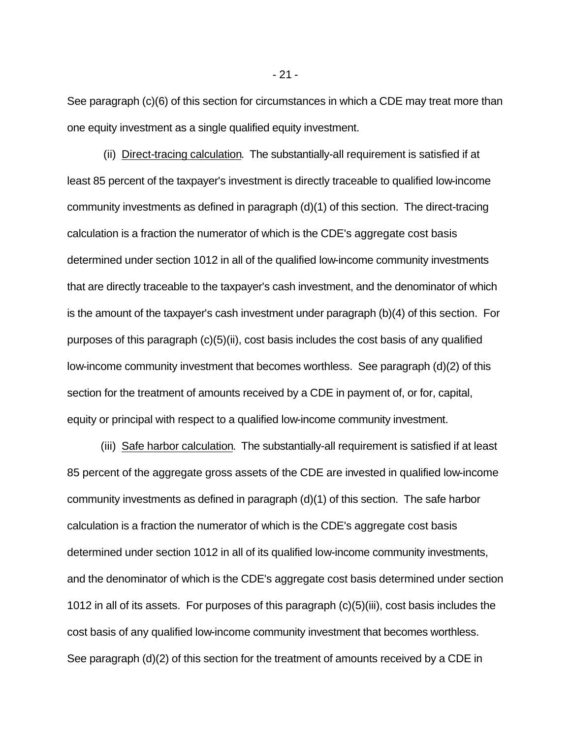See paragraph (c)(6) of this section for circumstances in which a CDE may treat more than one equity investment as a single qualified equity investment.

(ii) Direct-tracing calculation. The substantially-all requirement is satisfied if at least 85 percent of the taxpayer's investment is directly traceable to qualified low-income community investments as defined in paragraph (d)(1) of this section. The direct-tracing calculation is a fraction the numerator of which is the CDE's aggregate cost basis determined under section 1012 in all of the qualified low-income community investments that are directly traceable to the taxpayer's cash investment, and the denominator of which is the amount of the taxpayer's cash investment under paragraph (b)(4) of this section. For purposes of this paragraph (c)(5)(ii), cost basis includes the cost basis of any qualified low-income community investment that becomes worthless. See paragraph (d)(2) of this section for the treatment of amounts received by a CDE in payment of, or for, capital, equity or principal with respect to a qualified low-income community investment.

(iii) Safe harbor calculation. The substantially-all requirement is satisfied if at least 85 percent of the aggregate gross assets of the CDE are invested in qualified low-income community investments as defined in paragraph (d)(1) of this section. The safe harbor calculation is a fraction the numerator of which is the CDE's aggregate cost basis determined under section 1012 in all of its qualified low-income community investments, and the denominator of which is the CDE's aggregate cost basis determined under section 1012 in all of its assets. For purposes of this paragraph (c)(5)(iii), cost basis includes the cost basis of any qualified low-income community investment that becomes worthless. See paragraph (d)(2) of this section for the treatment of amounts received by a CDE in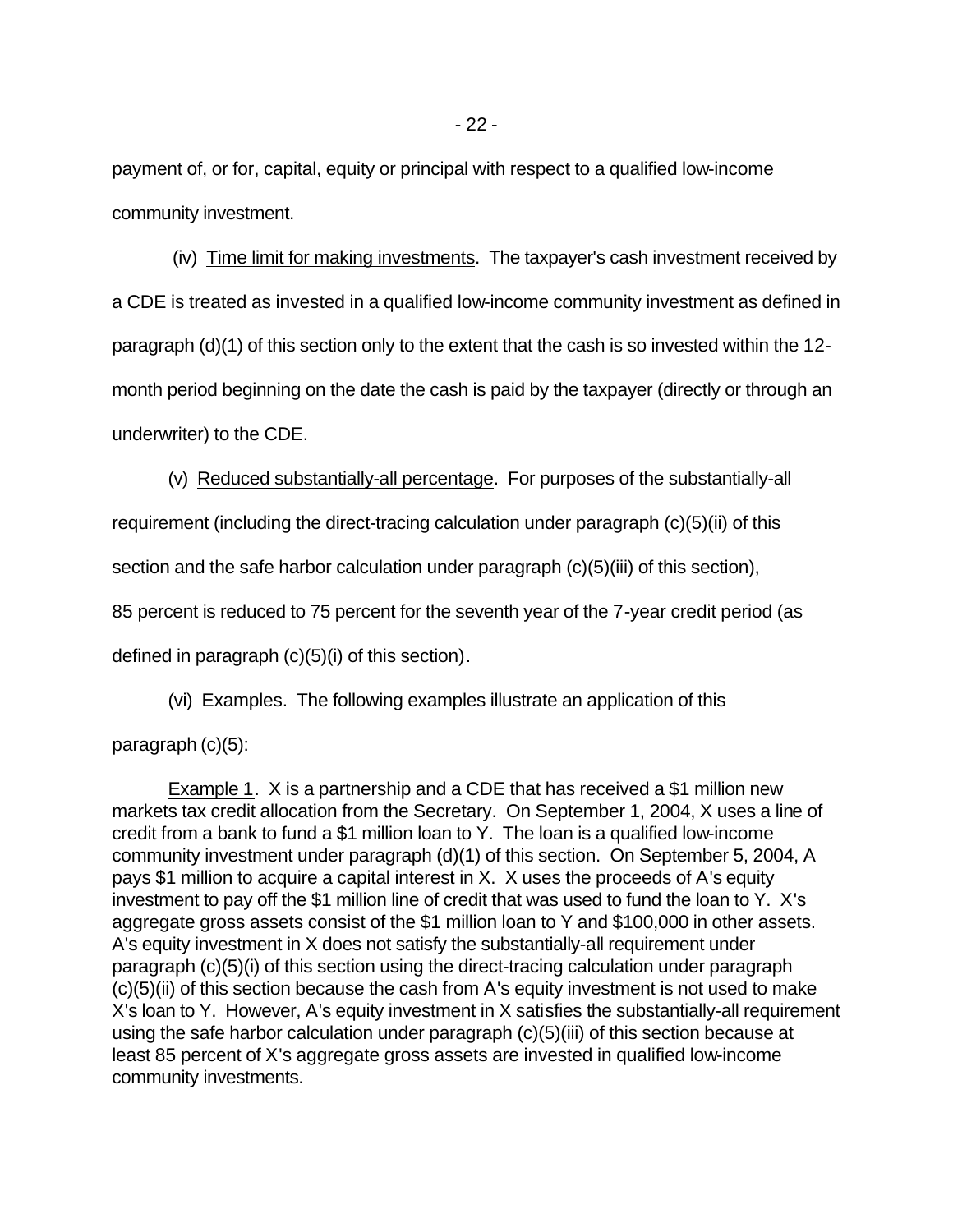payment of, or for, capital, equity or principal with respect to a qualified low-income community investment.

(iv) Time limit for making investments. The taxpayer's cash investment received by a CDE is treated as invested in a qualified low-income community investment as defined in paragraph (d)(1) of this section only to the extent that the cash is so invested within the 12-month period beginning on the date the cash is paid by the taxpayer (directly or through an underwriter) to the CDE.

(v) Reduced substantially-all percentage. For purposes of the substantially-all requirement (including the direct-tracing calculation under paragraph (c)(5)(ii) of this section and the safe harbor calculation under paragraph (c)(5)(iii) of this section), 85 percent is reduced to 75 percent for the seventh year of the 7-year credit period (as defined in paragraph (c)(5)(i) of this section).

(vi) Examples. The following examples illustrate an application of this paragraph (c)(5):

Example 1. X is a partnership and a CDE that has received a $1 million new markets tax credit allocation from the Secretary. On September 1, 2004, X uses a line of credit from a bank to fund a $1 million loan to Y. The loan is a qualified low-income community investment under paragraph (d)(1) of this section. On September 5, 2004, A pays $1 million to acquire a capital interest in X. X uses the proceeds of A's equity investment to pay off the $1 million line of credit that was used to fund the loan to Y. X's aggregate gross assets consist of the $1 million loan to Y and $100,000 in other assets. A's equity investment in X does not satisfy the substantially-all requirement under paragraph (c)(5)(i) of this section using the direct-tracing calculation under paragraph (c)(5)(ii) of this section because the cash from A's equity investment is not used to make X's loan to Y. However, A's equity investment in X satisfies the substantially-all requirement using the safe harbor calculation under paragraph (c)(5)(iii) of this section because at least 85 percent of X's aggregate gross assets are invested in qualified low-income community investments.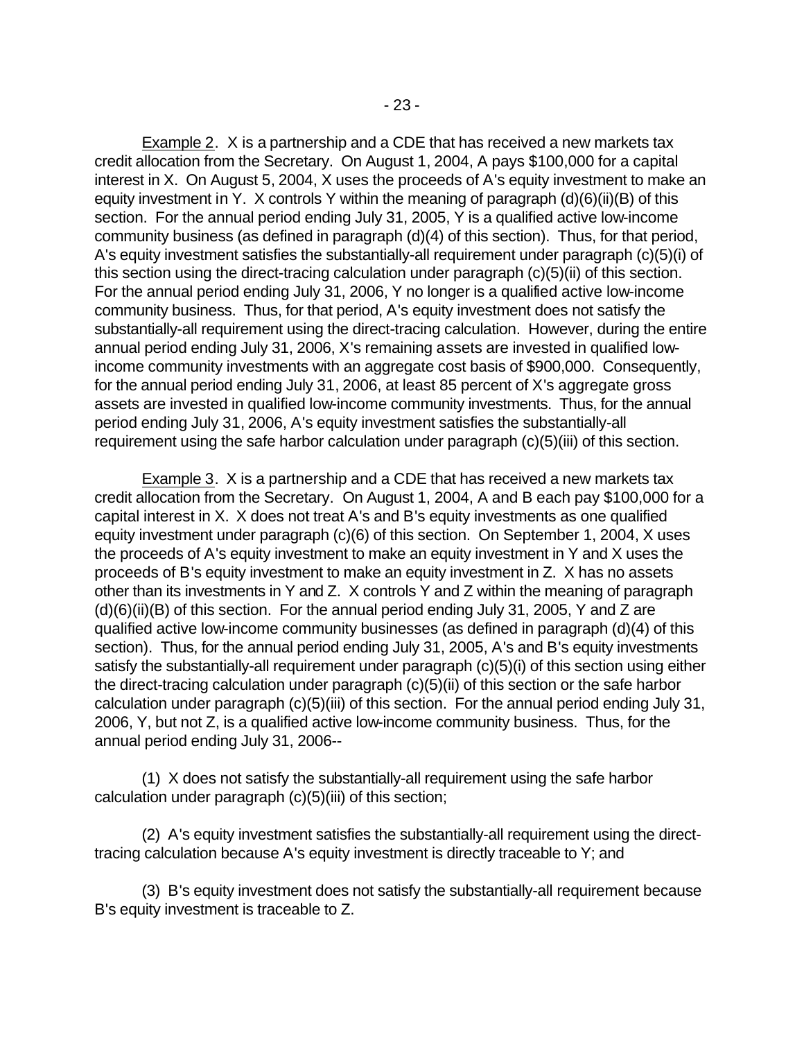Example 2. X is a partnership and a CDE that has received a new markets tax credit allocation from the Secretary. On August 1, 2004, A pays $100,000 for a capital interest in X. On August 5, 2004, X uses the proceeds of A's equity investment to make an equity investment in Y. X controls Y within the meaning of paragraph (d)(6)(ii)(B) of this section. For the annual period ending July 31, 2005, Y is a qualified active low-income community business (as defined in paragraph (d)(4) of this section). Thus, for that period, A's equity investment satisfies the substantially-all requirement under paragraph (c)(5)(i) of this section using the direct-tracing calculation under paragraph (c)(5)(ii) of this section. For the annual period ending July 31, 2006, Y no longer is a qualified active low-income community business. Thus, for that period, A's equity investment does not satisfy the substantially-all requirement using the direct-tracing calculation. However, during the entire annual period ending July 31, 2006, X's remaining assets are invested in qualified low-income community investments with an aggregate cost basis of $900,000. Consequently, for the annual period ending July 31, 2006, at least 85 percent of X's aggregate gross assets are invested in qualified low-income community investments. Thus, for the annual period ending July 31, 2006, A's equity investment satisfies the substantially-all requirement using the safe harbor calculation under paragraph (c)(5)(iii) of this section.

Example 3. X is a partnership and a CDE that has received a new markets tax credit allocation from the Secretary. On August 1, 2004, A and B each pay $100,000 for a capital interest in X. X does not treat A's and B's equity investments as one qualified equity investment under paragraph (c)(6) of this section. On September 1, 2004, X uses the proceeds of A's equity investment to make an equity investment in Y and X uses the proceeds of B's equity investment to make an equity investment in Z. X has no assets other than its investments in Y and Z. X controls Y and Z within the meaning of paragraph (d)(6)(ii)(B) of this section. For the annual period ending July 31, 2005, Y and Z are qualified active low-income community businesses (as defined in paragraph (d)(4) of this section). Thus, for the annual period ending July 31, 2005, A's and B's equity investments satisfy the substantially-all requirement under paragraph (c)(5)(i) of this section using either the direct-tracing calculation under paragraph (c)(5)(ii) of this section or the safe harbor calculation under paragraph (c)(5)(iii) of this section. For the annual period ending July 31, 2006, Y, but not Z, is a qualified active low-income community business. Thus, for the annual period ending July 31, 2006--

(1) X does not satisfy the substantially-all requirement using the safe harbor calculation under paragraph (c)(5)(iii) of this section;

(2) A's equity investment satisfies the substantially-all requirement using the direct-tracing calculation because A's equity investment is directly traceable to Y; and

(3) B's equity investment does not satisfy the substantially-all requirement because B's equity investment is traceable to Z.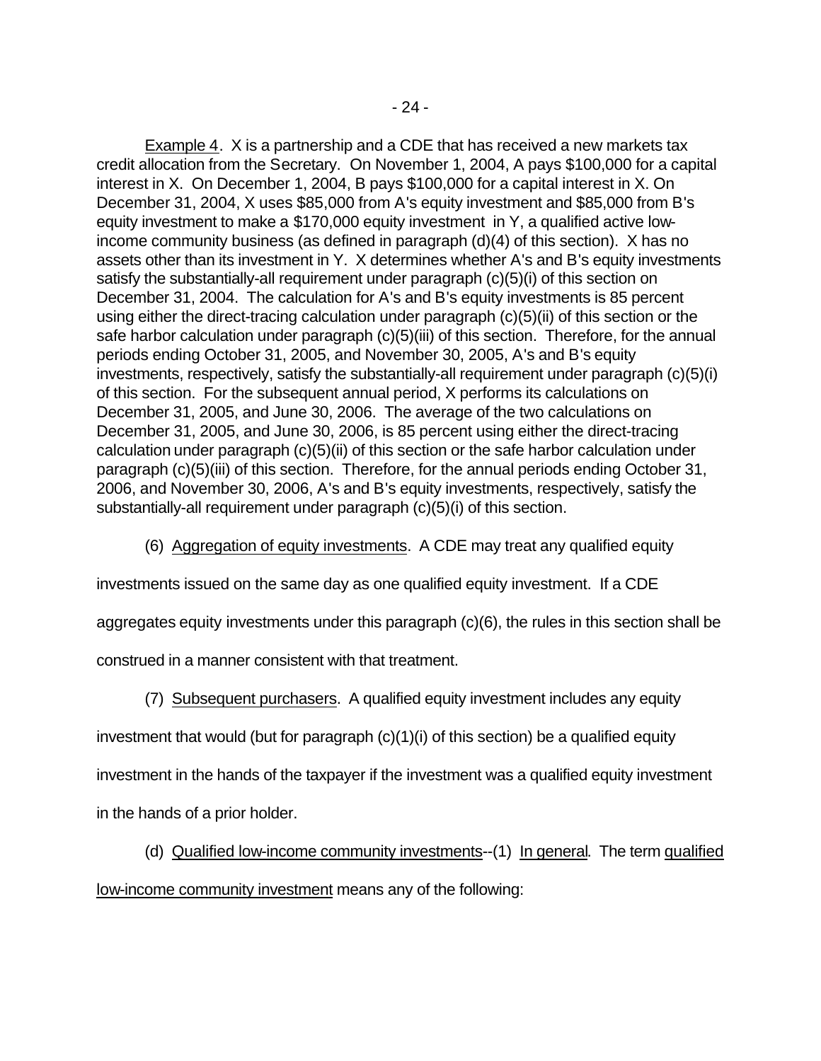Example 4. X is a partnership and a CDE that has received a new markets tax credit allocation from the Secretary. On November 1, 2004, A pays $100,000 for a capital interest in X. On December 1, 2004, B pays $100,000 for a capital interest in X. On December 31, 2004, X uses $85,000 from A's equity investment and $85,000 from B's equity investment to make a $170,000 equity investment in Y, a qualified active low-income community business (as defined in paragraph (d)(4) of this section). X has no assets other than its investment in Y. X determines whether A's and B's equity investments satisfy the substantially-all requirement under paragraph (c)(5)(i) of this section on December 31, 2004. The calculation for A's and B's equity investments is 85 percent using either the direct-tracing calculation under paragraph (c)(5)(ii) of this section or the safe harbor calculation under paragraph (c)(5)(iii) of this section. Therefore, for the annual periods ending October 31, 2005, and November 30, 2005, A's and B's equity investments, respectively, satisfy the substantially-all requirement under paragraph (c)(5)(i) of this section. For the subsequent annual period, X performs its calculations on December 31, 2005, and June 30, 2006. The average of the two calculations on December 31, 2005, and June 30, 2006, is 85 percent using either the direct-tracing calculation under paragraph (c)(5)(ii) of this section or the safe harbor calculation under paragraph (c)(5)(iii) of this section. Therefore, for the annual periods ending October 31, 2006, and November 30, 2006, A's and B's equity investments, respectively, satisfy the substantially-all requirement under paragraph (c)(5)(i) of this section.

(6) Aggregation of equity investments. A CDE may treat any qualified equity investments issued on the same day as one qualified equity investment. If a CDE aggregates equity investments under this paragraph (c)(6), the rules in this section shall be construed in a manner consistent with that treatment.

(7) Subsequent purchasers. A qualified equity investment includes any equity investment that would (but for paragraph (c)(1)(i) of this section) be a qualified equity investment in the hands of the taxpayer if the investment was a qualified equity investment in the hands of a prior holder.

(d) Qualified low-income community investments--(1) In general. The term qualified low-income community investment means any of the following: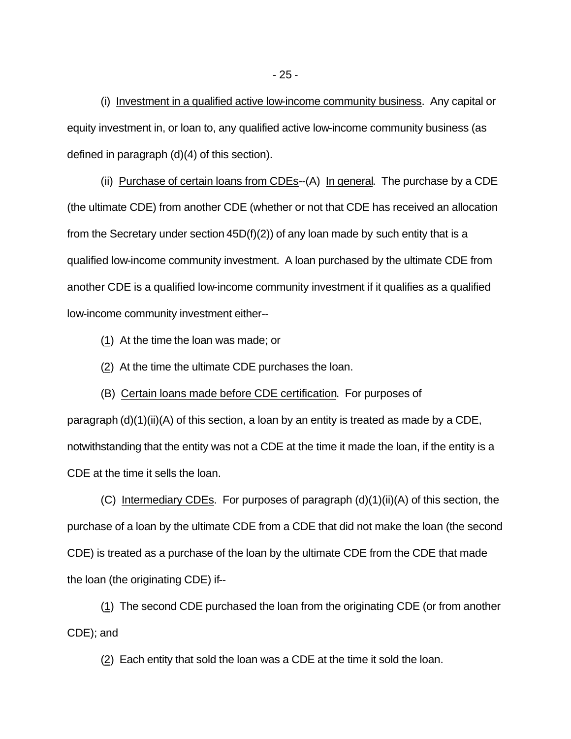(i) Investment in a qualified active low-income community business. Any capital or equity investment in, or loan to, any qualified active low-income community business (as defined in paragraph (d)(4) of this section).

(ii) Purchase of certain loans from CDEs--(A) In general. The purchase by a CDE (the ultimate CDE) from another CDE (whether or not that CDE has received an allocation from the Secretary under section 45D(f)(2)) of any loan made by such entity that is a qualified low-income community investment. A loan purchased by the ultimate CDE from another CDE is a qualified low-income community investment if it qualifies as a qualified low-income community investment either--

(1) At the time the loan was made; or

(2) At the time the ultimate CDE purchases the loan.

(B) Certain loans made before CDE certification. For purposes of paragraph (d)(1)(ii)(A) of this section, a loan by an entity is treated as made by a CDE, notwithstanding that the entity was not a CDE at the time it made the loan, if the entity is a CDE at the time it sells the loan.

(C) Intermediary CDEs. For purposes of paragraph (d)(1)(ii)(A) of this section, the purchase of a loan by the ultimate CDE from a CDE that did not make the loan (the second CDE) is treated as a purchase of the loan by the ultimate CDE from the CDE that made the loan (the originating CDE) if--

(1) The second CDE purchased the loan from the originating CDE (or from another CDE); and

(2) Each entity that sold the loan was a CDE at the time it sold the loan.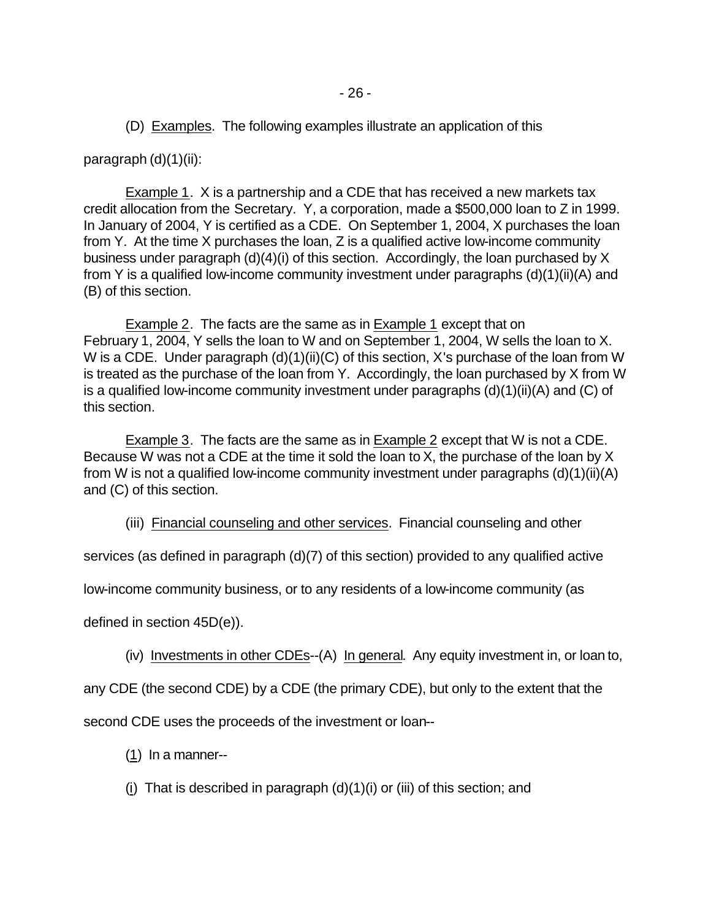(D) Examples. The following examples illustrate an application of this paragraph (d)(1)(ii):

Example 1. X is a partnership and a CDE that has received a new markets tax credit allocation from the Secretary. Y, a corporation, made a $500,000 loan to Z in 1999. In January of 2004, Y is certified as a CDE. On September 1, 2004, X purchases the loan from Y. At the time X purchases the loan, Z is a qualified active low-income community business under paragraph (d)(4)(i) of this section. Accordingly, the loan purchased by X from Y is a qualified low-income community investment under paragraphs (d)(1)(ii)(A) and (B) of this section.

Example 2. The facts are the same as in Example 1 except that on February 1, 2004, Y sells the loan to W and on September 1, 2004, W sells the loan to X. W is a CDE. Under paragraph (d)(1)(ii)(C) of this section, X's purchase of the loan from W is treated as the purchase of the loan from Y. Accordingly, the loan purchased by X from W is a qualified low-income community investment under paragraphs (d)(1)(ii)(A) and (C) of this section.

Example 3. The facts are the same as in Example 2 except that W is not a CDE. Because W was not a CDE at the time it sold the loan to X, the purchase of the loan by X from W is not a qualified low-income community investment under paragraphs (d)(1)(ii)(A) and (C) of this section.

(iii) Financial counseling and other services. Financial counseling and other services (as defined in paragraph (d)(7) of this section) provided to any qualified active low-income community business, or to any residents of a low-income community (as defined in section 45D(e)).

(iv) Investments in other CDEs--(A) In general. Any equity investment in, or loan to, any CDE (the second CDE) by a CDE (the primary CDE), but only to the extent that the second CDE uses the proceeds of the investment or loan--

(1) In a manner--

(i) That is described in paragraph (d)(1)(i) or (iii) of this section; and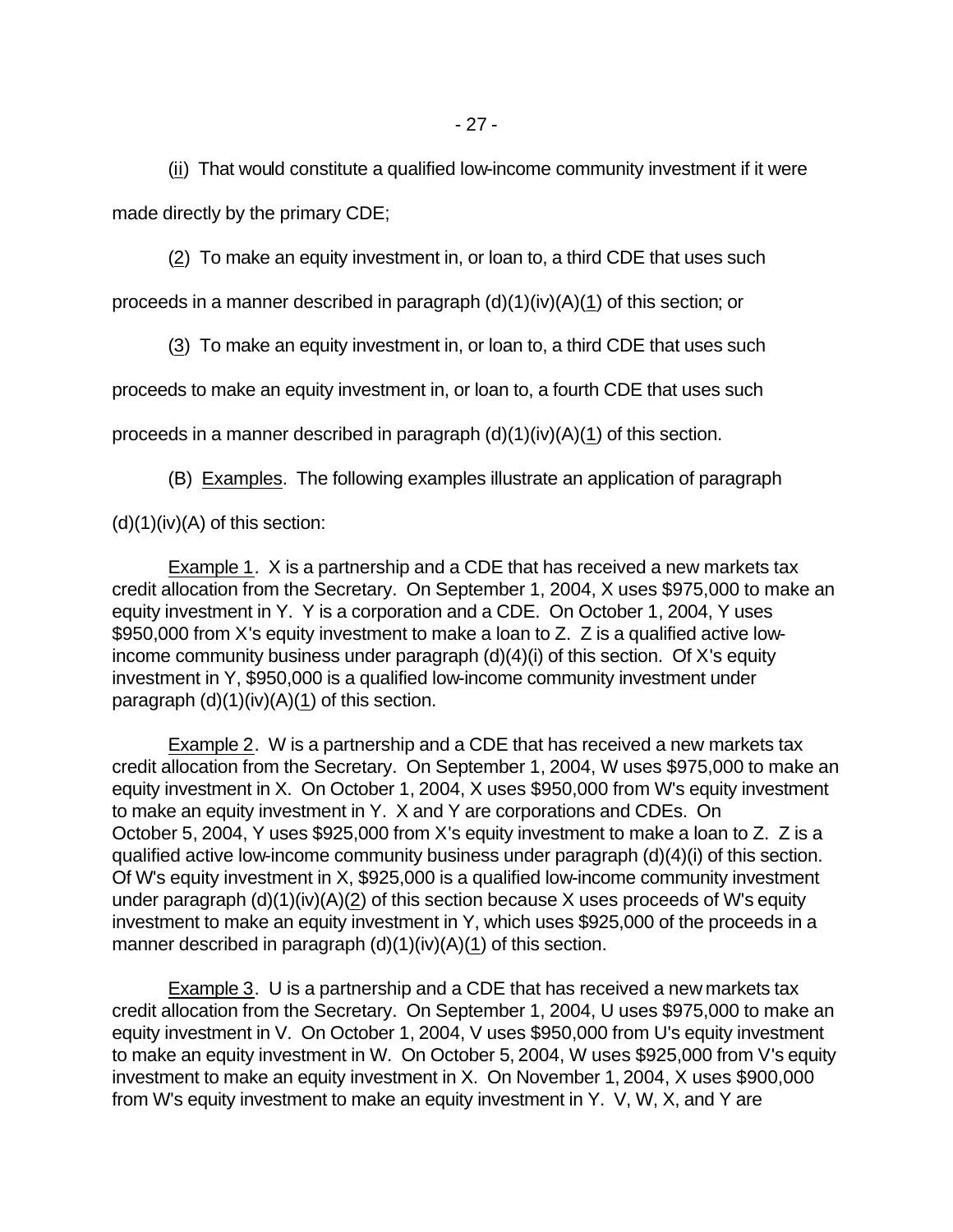(ii) That would constitute a qualified low-income community investment if it were made directly by the primary CDE;

(2) To make an equity investment in, or loan to, a third CDE that uses such proceeds in a manner described in paragraph (d)(1)(iv)(A)(1) of this section; or

(3) To make an equity investment in, or loan to, a third CDE that uses such proceeds to make an equity investment in, or loan to, a fourth CDE that uses such proceeds in a manner described in paragraph (d)(1)(iv)(A)(1) of this section.

(B) Examples. The following examples illustrate an application of paragraph (d)(1)(iv)(A) of this section:

Example 1. X is a partnership and a CDE that has received a new markets tax credit allocation from the Secretary. On September 1, 2004, X uses $975,000 to make an equity investment in Y. Y is a corporation and a CDE. On October 1, 2004, Y uses $950,000 from X's equity investment to make a loan to Z. Z is a qualified active low-income community business under paragraph (d)(4)(i) of this section. Of X's equity investment in Y, $950,000 is a qualified low-income community investment under paragraph (d)(1)(iv)(A)(1) of this section.

Example 2. W is a partnership and a CDE that has received a new markets tax credit allocation from the Secretary. On September 1, 2004, W uses $975,000 to make an equity investment in X. On October 1, 2004, X uses $950,000 from W's equity investment to make an equity investment in Y. X and Y are corporations and CDEs. On October 5, 2004, Y uses $925,000 from X's equity investment to make a loan to Z. Z is a qualified active low-income community business under paragraph (d)(4)(i) of this section. Of W's equity investment in X, $925,000 is a qualified low-income community investment under paragraph (d)(1)(iv)(A)(2) of this section because X uses proceeds of W's equity investment to make an equity investment in Y, which uses $925,000 of the proceeds in a manner described in paragraph (d)(1)(iv)(A)(1) of this section.

Example 3. U is a partnership and a CDE that has received a new markets tax credit allocation from the Secretary. On September 1, 2004, U uses $975,000 to make an equity investment in V. On October 1, 2004, V uses $950,000 from U's equity investment to make an equity investment in W. On October 5, 2004, W uses $925,000 from V's equity investment to make an equity investment in X. On November 1, 2004, X uses $900,000 from W's equity investment to make an equity investment in Y. V, W, X, and Y are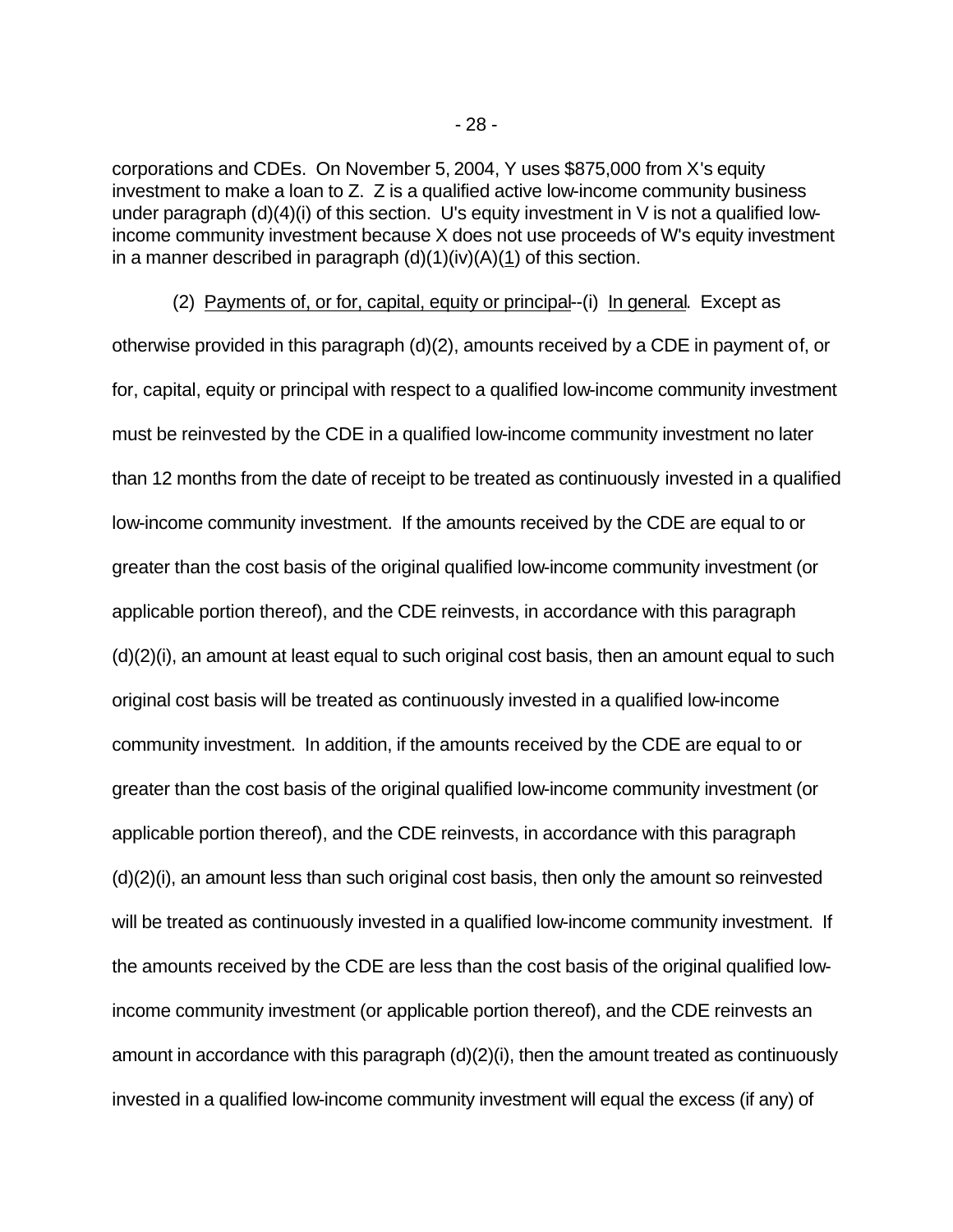corporations and CDEs. On November 5, 2004, Y uses $875,000 from X's equity investment to make a loan to Z. Z is a qualified active low-income community business under paragraph (d)(4)(i) of this section. U's equity investment in V is not a qualified low-income community investment because X does not use proceeds of W's equity investment in a manner described in paragraph (d)(1)(iv)(A)(1) of this section.

(2) Payments of, or for, capital, equity or principal--(i) In general. Except as otherwise provided in this paragraph (d)(2), amounts received by a CDE in payment of, or for, capital, equity or principal with respect to a qualified low-income community investment must be reinvested by the CDE in a qualified low-income community investment no later than 12 months from the date of receipt to be treated as continuously invested in a qualified low-income community investment. If the amounts received by the CDE are equal to or greater than the cost basis of the original qualified low-income community investment (or applicable portion thereof), and the CDE reinvests, in accordance with this paragraph (d)(2)(i), an amount at least equal to such original cost basis, then an amount equal to such original cost basis will be treated as continuously invested in a qualified low-income community investment. In addition, if the amounts received by the CDE are equal to or greater than the cost basis of the original qualified low-income community investment (or applicable portion thereof), and the CDE reinvests, in accordance with this paragraph (d)(2)(i), an amount less than such original cost basis, then only the amount so reinvested will be treated as continuously invested in a qualified low-income community investment. If the amounts received by the CDE are less than the cost basis of the original qualified low-income community investment (or applicable portion thereof), and the CDE reinvests an amount in accordance with this paragraph (d)(2)(i), then the amount treated as continuously invested in a qualified low-income community investment will equal the excess (if any) of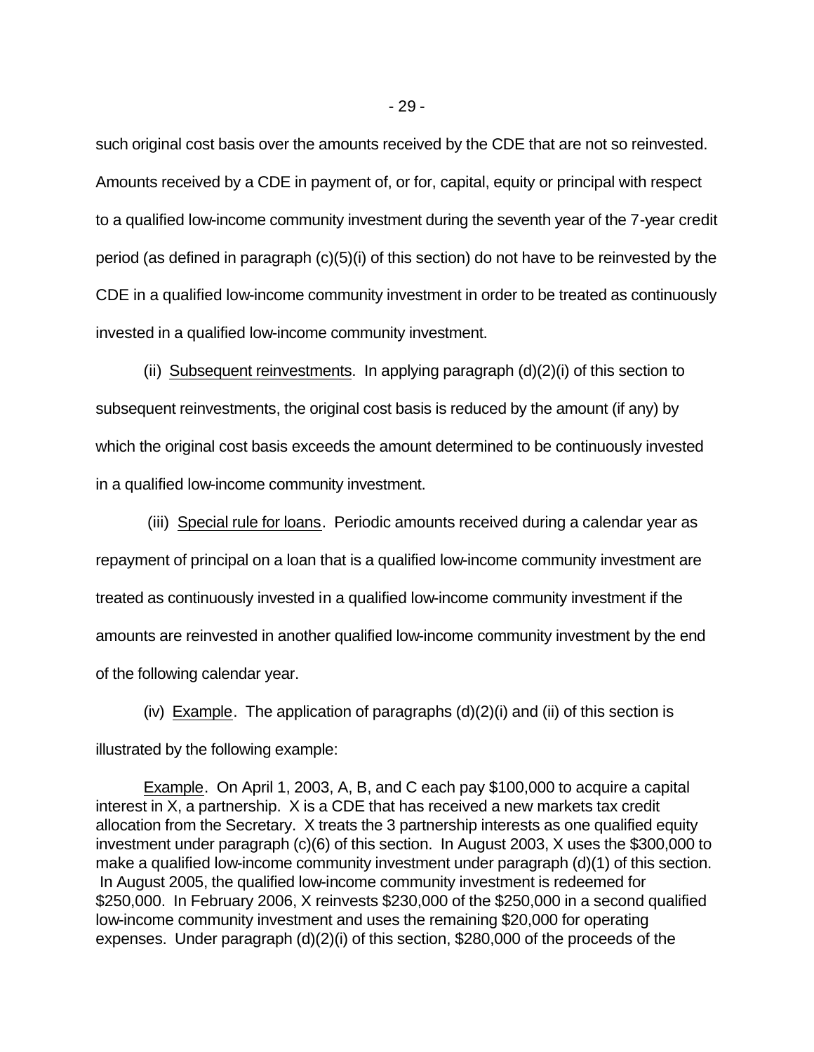such original cost basis over the amounts received by the CDE that are not so reinvested. Amounts received by a CDE in payment of, or for, capital, equity or principal with respect to a qualified low-income community investment during the seventh year of the 7-year credit period (as defined in paragraph (c)(5)(i) of this section) do not have to be reinvested by the CDE in a qualified low-income community investment in order to be treated as continuously invested in a qualified low-income community investment.

(ii) Subsequent reinvestments. In applying paragraph (d)(2)(i) of this section to subsequent reinvestments, the original cost basis is reduced by the amount (if any) by which the original cost basis exceeds the amount determined to be continuously invested in a qualified low-income community investment.

(iii) Special rule for loans. Periodic amounts received during a calendar year as repayment of principal on a loan that is a qualified low-income community investment are treated as continuously invested in a qualified low-income community investment if the amounts are reinvested in another qualified low-income community investment by the end of the following calendar year.

(iv) Example. The application of paragraphs (d)(2)(i) and (ii) of this section is illustrated by the following example:

Example. On April 1, 2003, A, B, and C each pay $100,000 to acquire a capital interest in X, a partnership. X is a CDE that has received a new markets tax credit allocation from the Secretary. X treats the 3 partnership interests as one qualified equity investment under paragraph (c)(6) of this section. In August 2003, X uses the $300,000 to make a qualified low-income community investment under paragraph (d)(1) of this section. In August 2005, the qualified low-income community investment is redeemed for $250,000. In February 2006, X reinvests $230,000 of the $250,000 in a second qualified low-income community investment and uses the remaining $20,000 for operating expenses. Under paragraph (d)(2)(i) of this section, $280,000 of the proceeds of the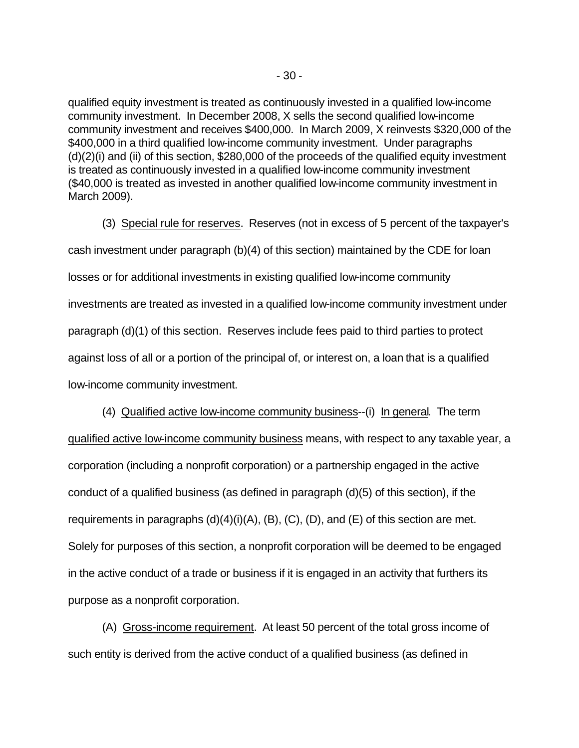qualified equity investment is treated as continuously invested in a qualified low-income community investment. In December 2008, X sells the second qualified low-income community investment and receives $400,000. In March 2009, X reinvests $320,000 of the $400,000 in a third qualified low-income community investment. Under paragraphs (d)(2)(i) and (ii) of this section, $280,000 of the proceeds of the qualified equity investment is treated as continuously invested in a qualified low-income community investment ($40,000 is treated as invested in another qualified low-income community investment in March 2009).

(3) Special rule for reserves. Reserves (not in excess of 5 percent of the taxpayer's cash investment under paragraph (b)(4) of this section) maintained by the CDE for loan losses or for additional investments in existing qualified low-income community investments are treated as invested in a qualified low-income community investment under paragraph (d)(1) of this section. Reserves include fees paid to third parties to protect against loss of all or a portion of the principal of, or interest on, a loan that is a qualified low-income community investment.

(4) Qualified active low-income community business--(i) In general. The term qualified active low-income community business means, with respect to any taxable year, a corporation (including a nonprofit corporation) or a partnership engaged in the active conduct of a qualified business (as defined in paragraph (d)(5) of this section), if the requirements in paragraphs (d)(4)(i)(A), (B), (C), (D), and (E) of this section are met. Solely for purposes of this section, a nonprofit corporation will be deemed to be engaged in the active conduct of a trade or business if it is engaged in an activity that furthers its purpose as a nonprofit corporation.

(A) Gross-income requirement. At least 50 percent of the total gross income of such entity is derived from the active conduct of a qualified business (as defined in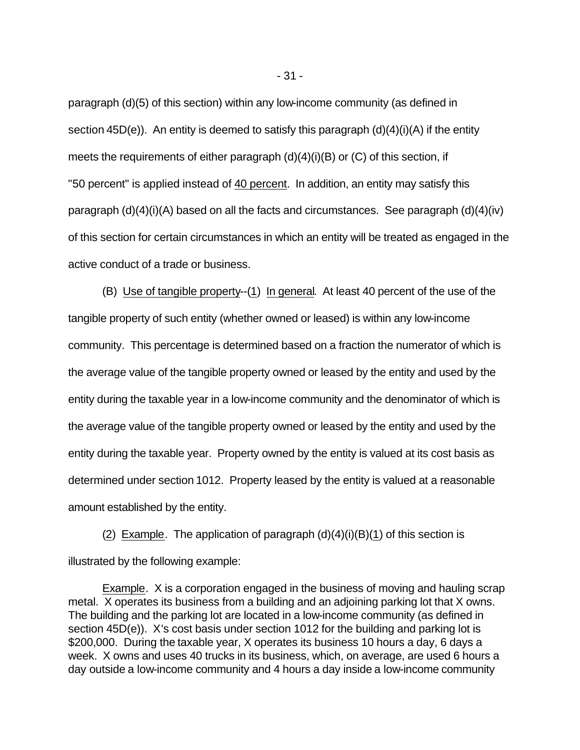paragraph (d)(5) of this section) within any low-income community (as defined in section 45D(e)). An entity is deemed to satisfy this paragraph (d)(4)(i)(A) if the entity meets the requirements of either paragraph (d)(4)(i)(B) or (C) of this section, if "50 percent" is applied instead of 40 percent. In addition, an entity may satisfy this paragraph (d)(4)(i)(A) based on all the facts and circumstances. See paragraph (d)(4)(iv) of this section for certain circumstances in which an entity will be treated as engaged in the active conduct of a trade or business.

(B) Use of tangible property--(1) In general. At least 40 percent of the use of the tangible property of such entity (whether owned or leased) is within any low-income community. This percentage is determined based on a fraction the numerator of which is the average value of the tangible property owned or leased by the entity and used by the entity during the taxable year in a low-income community and the denominator of which is the average value of the tangible property owned or leased by the entity and used by the entity during the taxable year. Property owned by the entity is valued at its cost basis as determined under section 1012. Property leased by the entity is valued at a reasonable amount established by the entity.

(2) Example. The application of paragraph (d)(4)(i)(B)(1) of this section is illustrated by the following example:

Example. X is a corporation engaged in the business of moving and hauling scrap metal. X operates its business from a building and an adjoining parking lot that X owns. The building and the parking lot are located in a low-income community (as defined in section 45D(e)). X's cost basis under section 1012 for the building and parking lot is \$200,000. During the taxable year, X operates its business 10 hours a day, 6 days a week. X owns and uses 40 trucks in its business, which, on average, are used 6 hours a day outside a low-income community and 4 hours a day inside a low-income community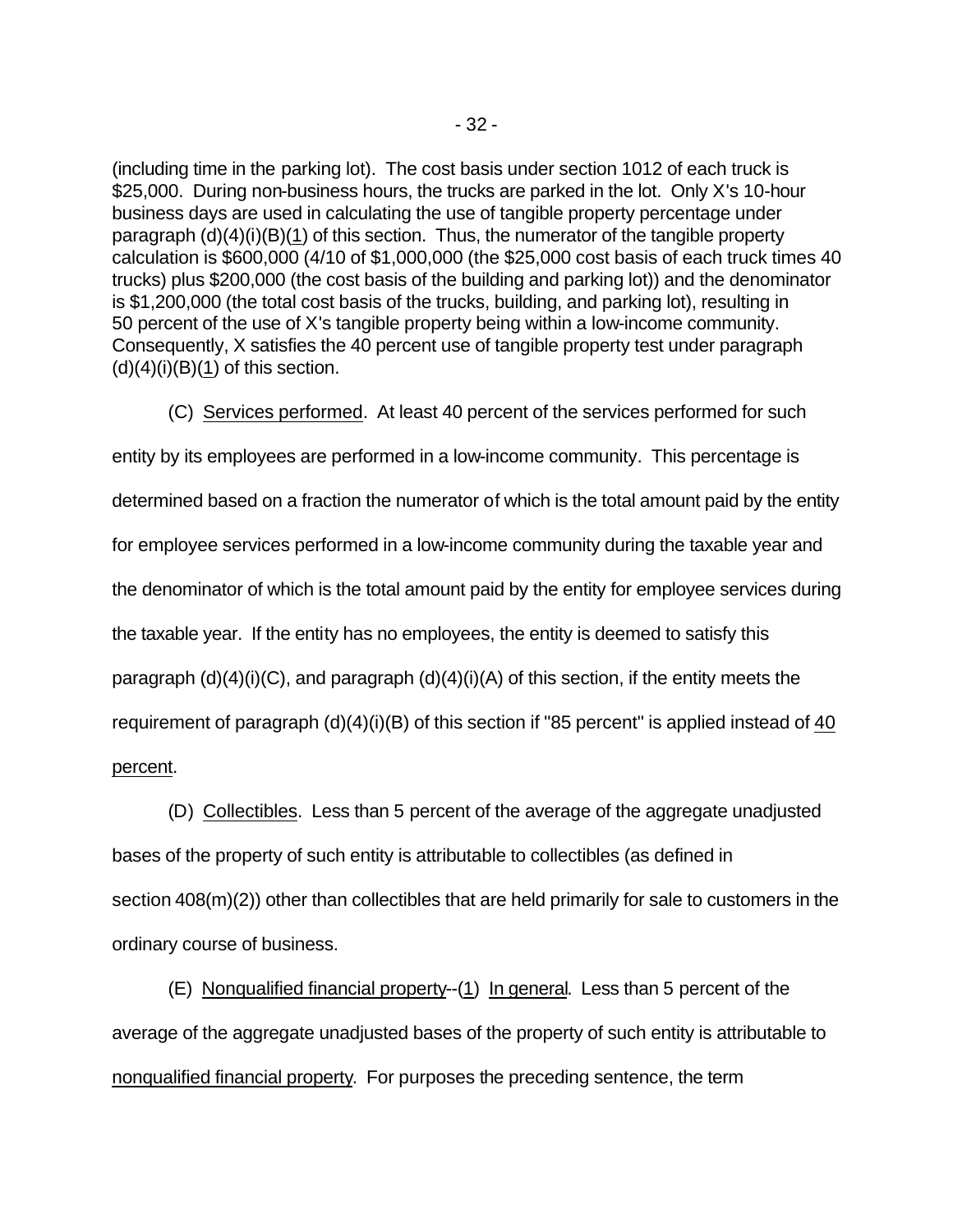(including time in the parking lot). The cost basis under section 1012 of each truck is $25,000. During non-business hours, the trucks are parked in the lot. Only X's 10-hour business days are used in calculating the use of tangible property percentage under paragraph (d)(4)(i)(B)(1) of this section. Thus, the numerator of the tangible property calculation is $600,000 (4/10 of $1,000,000 (the $25,000 cost basis of each truck times 40 trucks) plus $200,000 (the cost basis of the building and parking lot)) and the denominator is $1,200,000 (the total cost basis of the trucks, building, and parking lot), resulting in 50 percent of the use of X's tangible property being within a low-income community. Consequently, X satisfies the 40 percent use of tangible property test under paragraph (d)(4)(i)(B)(1) of this section.

(C) Services performed. At least 40 percent of the services performed for such entity by its employees are performed in a low-income community. This percentage is determined based on a fraction the numerator of which is the total amount paid by the entity for employee services performed in a low-income community during the taxable year and the denominator of which is the total amount paid by the entity for employee services during the taxable year. If the entity has no employees, the entity is deemed to satisfy this paragraph (d)(4)(i)(C), and paragraph (d)(4)(i)(A) of this section, if the entity meets the requirement of paragraph (d)(4)(i)(B) of this section if "85 percent" is applied instead of 40 percent.

(D) Collectibles. Less than 5 percent of the average of the aggregate unadjusted bases of the property of such entity is attributable to collectibles (as defined in section 408(m)(2)) other than collectibles that are held primarily for sale to customers in the ordinary course of business.

(E) Nonqualified financial property--(1) In general. Less than 5 percent of the average of the aggregate unadjusted bases of the property of such entity is attributable to nonqualified financial property. For purposes the preceding sentence, the term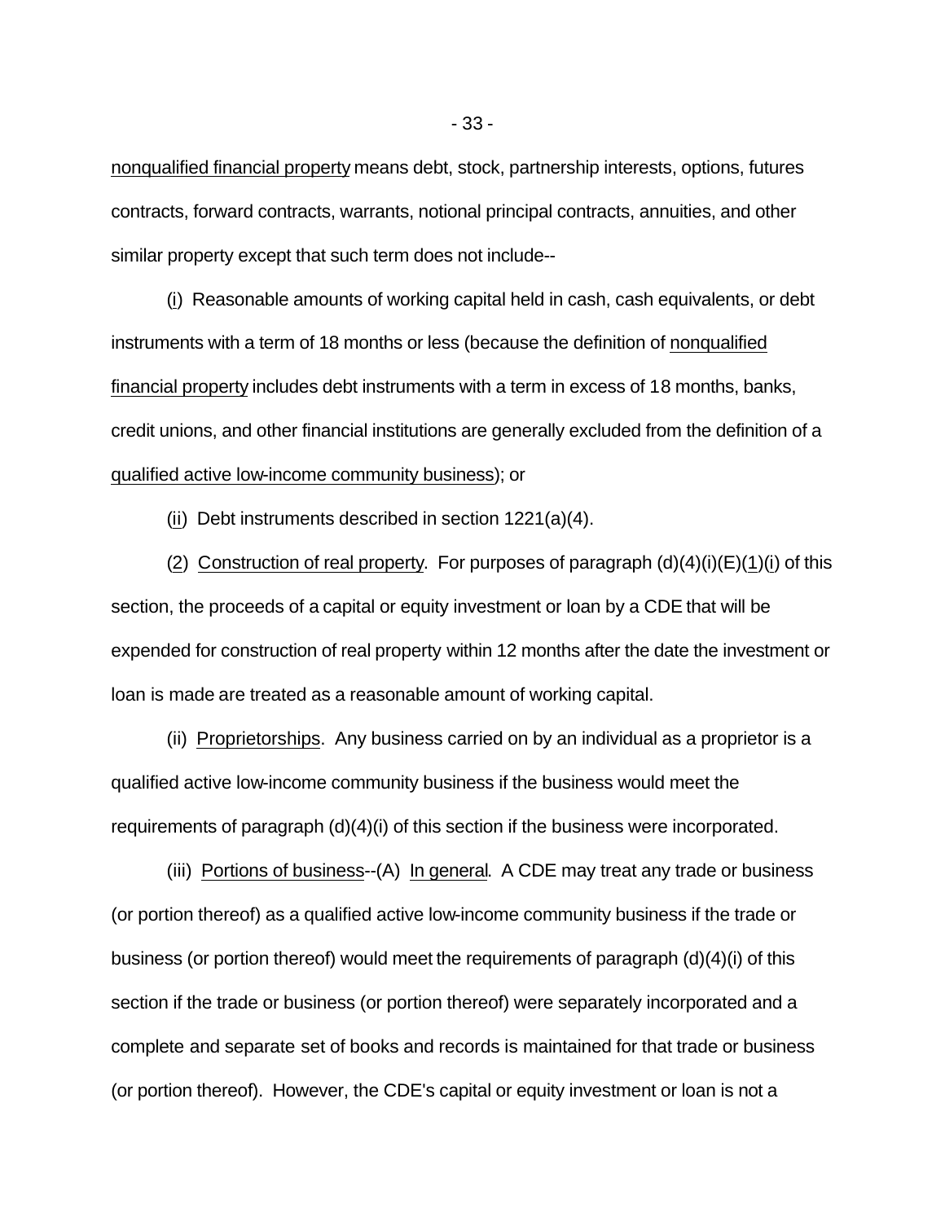nonqualified financial property means debt, stock, partnership interests, options, futures contracts, forward contracts, warrants, notional principal contracts, annuities, and other similar property except that such term does not include--

(i) Reasonable amounts of working capital held in cash, cash equivalents, or debt instruments with a term of 18 months or less (because the definition of nonqualified financial property includes debt instruments with a term in excess of 18 months, banks, credit unions, and other financial institutions are generally excluded from the definition of a qualified active low-income community business); or

(ii) Debt instruments described in section 1221(a)(4).

(2) Construction of real property. For purposes of paragraph (d)(4)(i)(E)(1)(i) of this section, the proceeds of a capital or equity investment or loan by a CDE that will be expended for construction of real property within 12 months after the date the investment or loan is made are treated as a reasonable amount of working capital.

(ii) Proprietorships. Any business carried on by an individual as a proprietor is a qualified active low-income community business if the business would meet the requirements of paragraph (d)(4)(i) of this section if the business were incorporated.

(iii) Portions of business--(A) In general. A CDE may treat any trade or business (or portion thereof) as a qualified active low-income community business if the trade or business (or portion thereof) would meet the requirements of paragraph (d)(4)(i) of this section if the trade or business (or portion thereof) were separately incorporated and a complete and separate set of books and records is maintained for that trade or business (or portion thereof). However, the CDE's capital or equity investment or loan is not a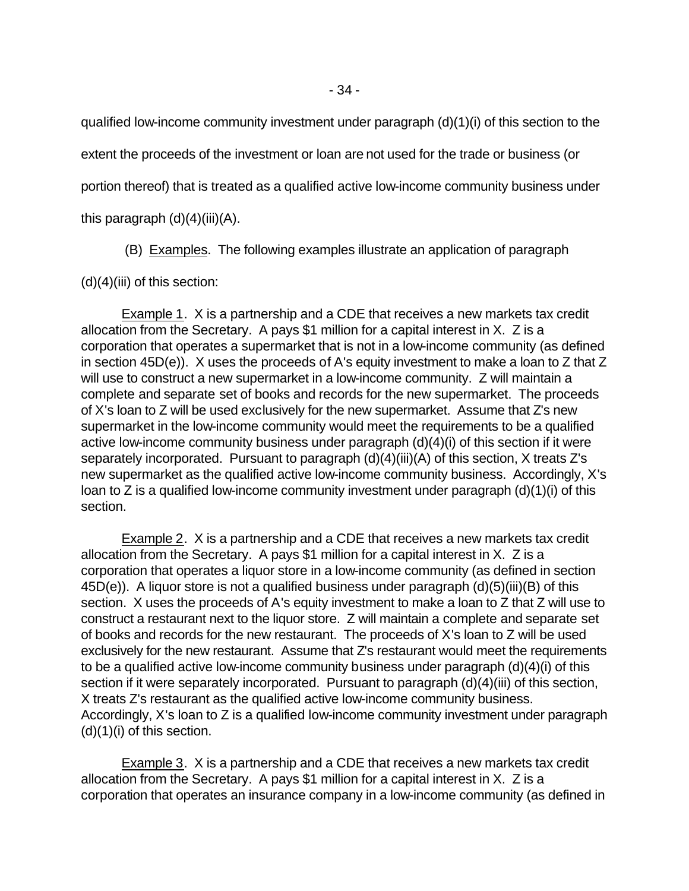qualified low-income community investment under paragraph (d)(1)(i) of this section to the extent the proceeds of the investment or loan are not used for the trade or business (or portion thereof) that is treated as a qualified active low-income community business under this paragraph (d)(4)(iii)(A).

(B) Examples. The following examples illustrate an application of paragraph (d)(4)(iii) of this section:

Example 1. X is a partnership and a CDE that receives a new markets tax credit allocation from the Secretary. A pays $1 million for a capital interest in X. Z is a corporation that operates a supermarket that is not in a low-income community (as defined in section 45D(e)). X uses the proceeds of A's equity investment to make a loan to Z that Z will use to construct a new supermarket in a low-income community. Z will maintain a complete and separate set of books and records for the new supermarket. The proceeds of X's loan to Z will be used exclusively for the new supermarket. Assume that Z's new supermarket in the low-income community would meet the requirements to be a qualified active low-income community business under paragraph (d)(4)(i) of this section if it were separately incorporated. Pursuant to paragraph (d)(4)(iii)(A) of this section, X treats Z's new supermarket as the qualified active low-income community business. Accordingly, X's loan to Z is a qualified low-income community investment under paragraph (d)(1)(i) of this section.

Example 2. X is a partnership and a CDE that receives a new markets tax credit allocation from the Secretary. A pays $1 million for a capital interest in X. Z is a corporation that operates a liquor store in a low-income community (as defined in section 45D(e)). A liquor store is not a qualified business under paragraph (d)(5)(iii)(B) of this section. X uses the proceeds of A's equity investment to make a loan to Z that Z will use to construct a restaurant next to the liquor store. Z will maintain a complete and separate set of books and records for the new restaurant. The proceeds of X's loan to Z will be used exclusively for the new restaurant. Assume that Z's restaurant would meet the requirements to be a qualified active low-income community business under paragraph (d)(4)(i) of this section if it were separately incorporated. Pursuant to paragraph (d)(4)(iii) of this section, X treats Z's restaurant as the qualified active low-income community business. Accordingly, X's loan to Z is a qualified low-income community investment under paragraph (d)(1)(i) of this section.

Example 3. X is a partnership and a CDE that receives a new markets tax credit allocation from the Secretary. A pays $1 million for a capital interest in X. Z is a corporation that operates an insurance company in a low-income community (as defined in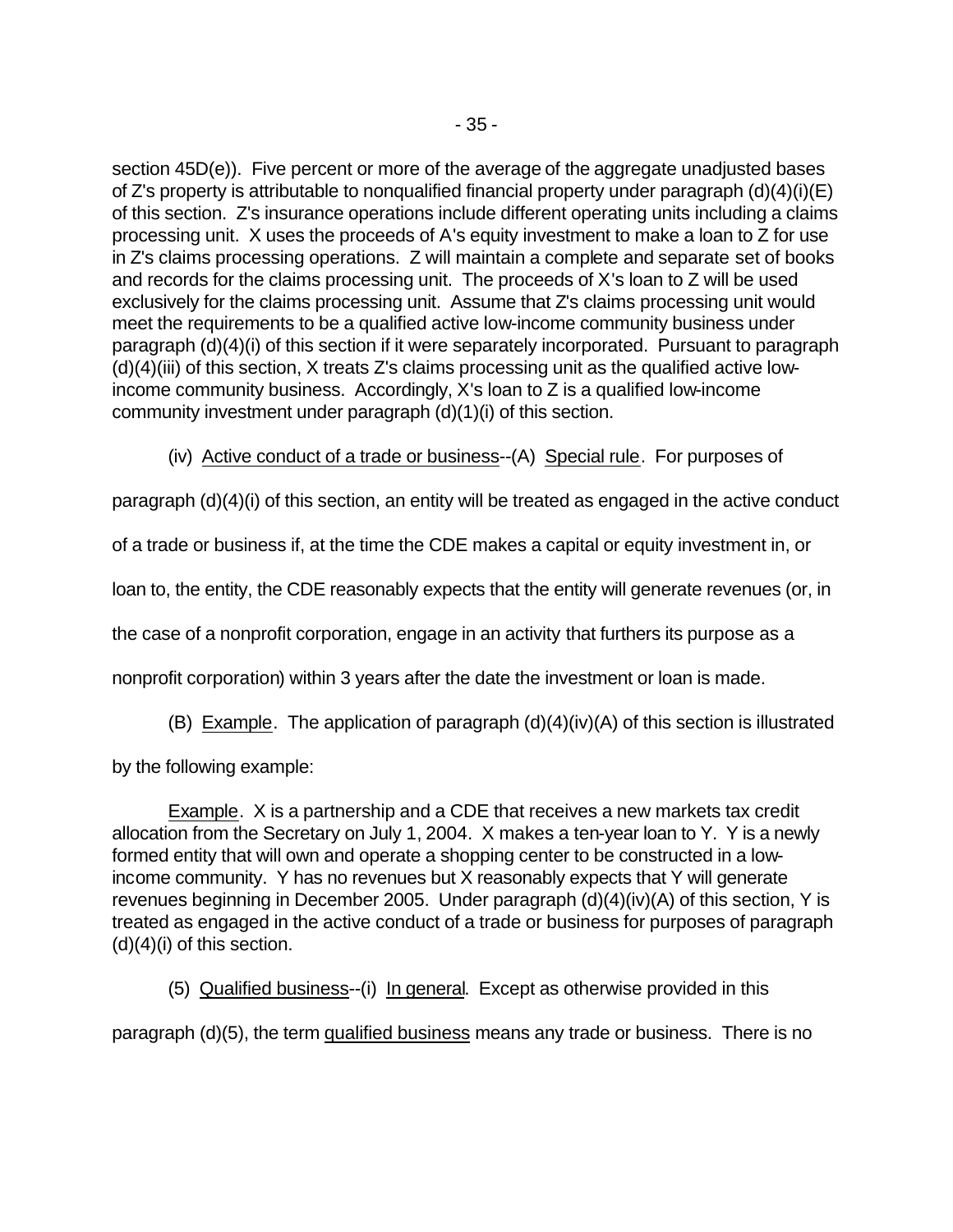section 45D(e)). Five percent or more of the average of the aggregate unadjusted bases of Z's property is attributable to nonqualified financial property under paragraph (d)(4)(i)(E) of this section. Z's insurance operations include different operating units including a claims processing unit. X uses the proceeds of A's equity investment to make a loan to Z for use in Z's claims processing operations. Z will maintain a complete and separate set of books and records for the claims processing unit. The proceeds of X's loan to Z will be used exclusively for the claims processing unit. Assume that Z's claims processing unit would meet the requirements to be a qualified active low-income community business under paragraph (d)(4)(i) of this section if it were separately incorporated. Pursuant to paragraph (d)(4)(iii) of this section, X treats Z's claims processing unit as the qualified active low-income community business. Accordingly, X's loan to Z is a qualified low-income community investment under paragraph (d)(1)(i) of this section.

(iv) Active conduct of a trade or business--(A) Special rule. For purposes of paragraph (d)(4)(i) of this section, an entity will be treated as engaged in the active conduct of a trade or business if, at the time the CDE makes a capital or equity investment in, or loan to, the entity, the CDE reasonably expects that the entity will generate revenues (or, in the case of a nonprofit corporation, engage in an activity that furthers its purpose as a nonprofit corporation) within 3 years after the date the investment or loan is made.

(B) Example. The application of paragraph (d)(4)(iv)(A) of this section is illustrated by the following example:

Example. X is a partnership and a CDE that receives a new markets tax credit allocation from the Secretary on July 1, 2004. X makes a ten-year loan to Y. Y is a newly formed entity that will own and operate a shopping center to be constructed in a low-income community. Y has no revenues but X reasonably expects that Y will generate revenues beginning in December 2005. Under paragraph (d)(4)(iv)(A) of this section, Y is treated as engaged in the active conduct of a trade or business for purposes of paragraph (d)(4)(i) of this section.

(5) Qualified business--(i) In general. Except as otherwise provided in this paragraph (d)(5), the term qualified business means any trade or business. There is no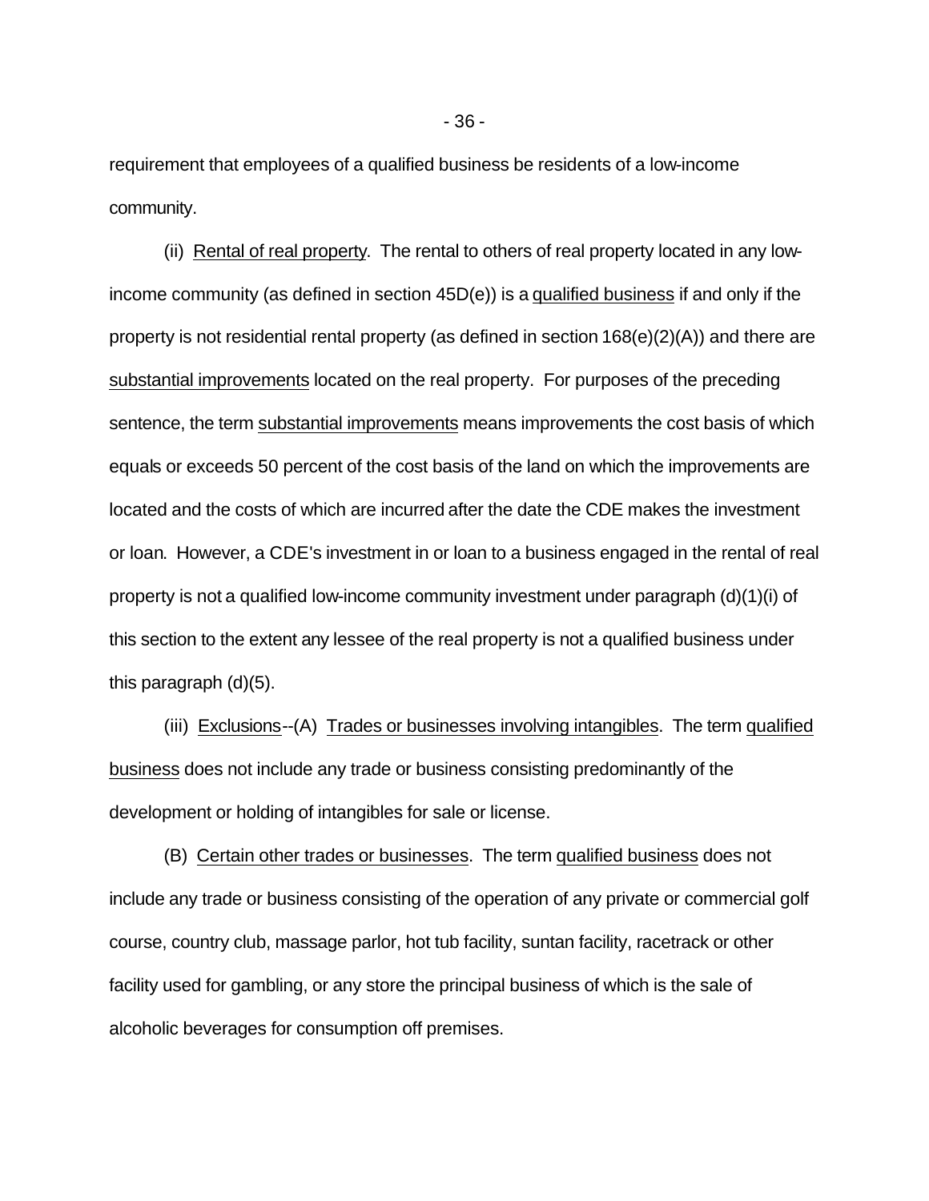requirement that employees of a qualified business be residents of a low-income community.

(ii) Rental of real property. The rental to others of real property located in any low-income community (as defined in section 45D(e)) is a qualified business if and only if the property is not residential rental property (as defined in section 168(e)(2)(A)) and there are substantial improvements located on the real property. For purposes of the preceding sentence, the term substantial improvements means improvements the cost basis of which equals or exceeds 50 percent of the cost basis of the land on which the improvements are located and the costs of which are incurred after the date the CDE makes the investment or loan. However, a CDE's investment in or loan to a business engaged in the rental of real property is not a qualified low-income community investment under paragraph (d)(1)(i) of this section to the extent any lessee of the real property is not a qualified business under this paragraph (d)(5).

(iii) Exclusions--(A) Trades or businesses involving intangibles. The term qualified business does not include any trade or business consisting predominantly of the development or holding of intangibles for sale or license.

(B) Certain other trades or businesses. The term qualified business does not include any trade or business consisting of the operation of any private or commercial golf course, country club, massage parlor, hot tub facility, suntan facility, racetrack or other facility used for gambling, or any store the principal business of which is the sale of alcoholic beverages for consumption off premises.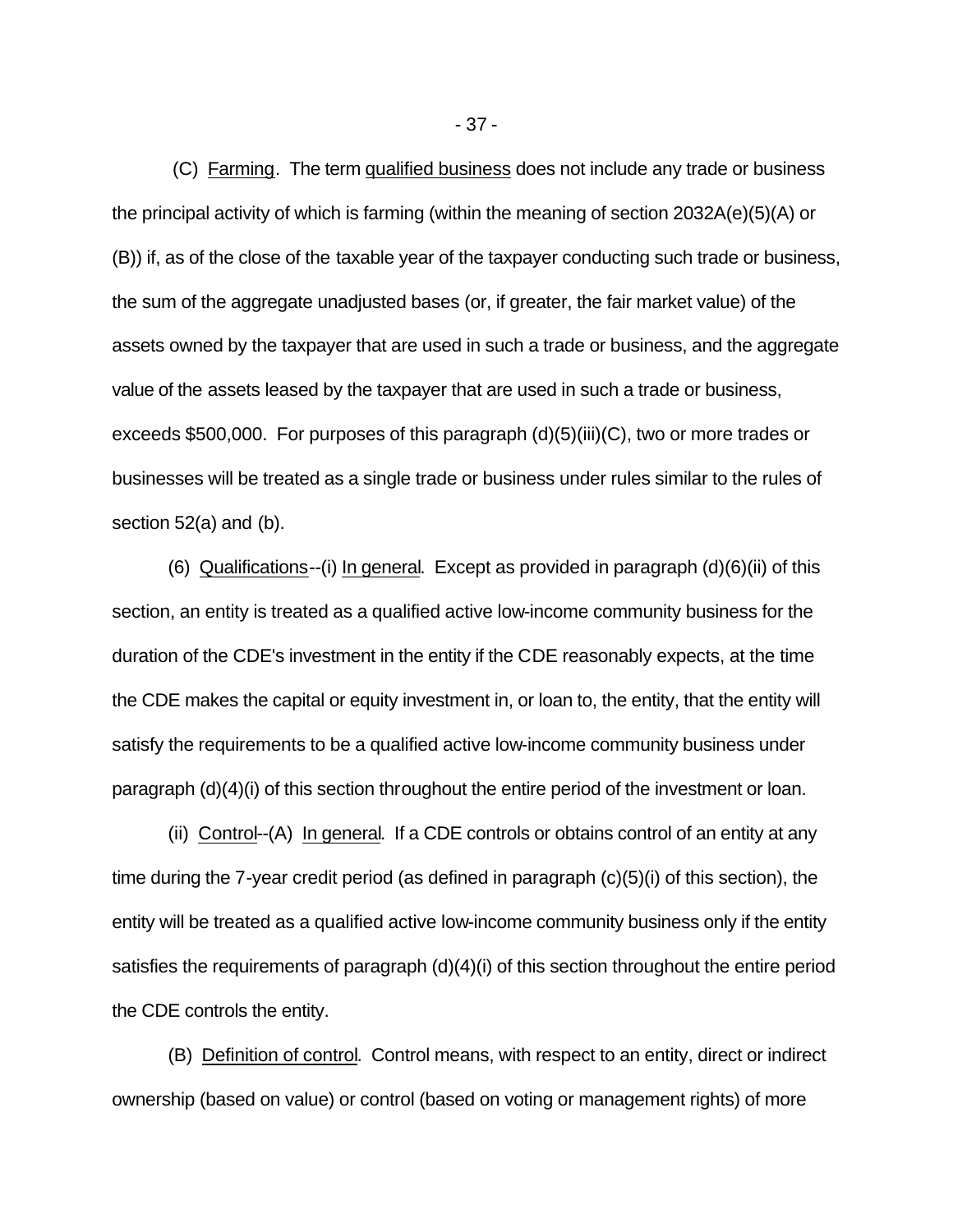(C) Farming. The term qualified business does not include any trade or business the principal activity of which is farming (within the meaning of section 2032A(e)(5)(A) or (B)) if, as of the close of the taxable year of the taxpayer conducting such trade or business, the sum of the aggregate unadjusted bases (or, if greater, the fair market value) of the assets owned by the taxpayer that are used in such a trade or business, and the aggregate value of the assets leased by the taxpayer that are used in such a trade or business, exceeds $500,000. For purposes of this paragraph (d)(5)(iii)(C), two or more trades or businesses will be treated as a single trade or business under rules similar to the rules of section 52(a) and (b).

(6) Qualifications--(i) In general. Except as provided in paragraph (d)(6)(ii) of this section, an entity is treated as a qualified active low-income community business for the duration of the CDE's investment in the entity if the CDE reasonably expects, at the time the CDE makes the capital or equity investment in, or loan to, the entity, that the entity will satisfy the requirements to be a qualified active low-income community business under paragraph (d)(4)(i) of this section throughout the entire period of the investment or loan.

(ii) Control--(A) In general. If a CDE controls or obtains control of an entity at any time during the 7-year credit period (as defined in paragraph (c)(5)(i) of this section), the entity will be treated as a qualified active low-income community business only if the entity satisfies the requirements of paragraph (d)(4)(i) of this section throughout the entire period the CDE controls the entity.

(B) Definition of control. Control means, with respect to an entity, direct or indirect ownership (based on value) or control (based on voting or management rights) of more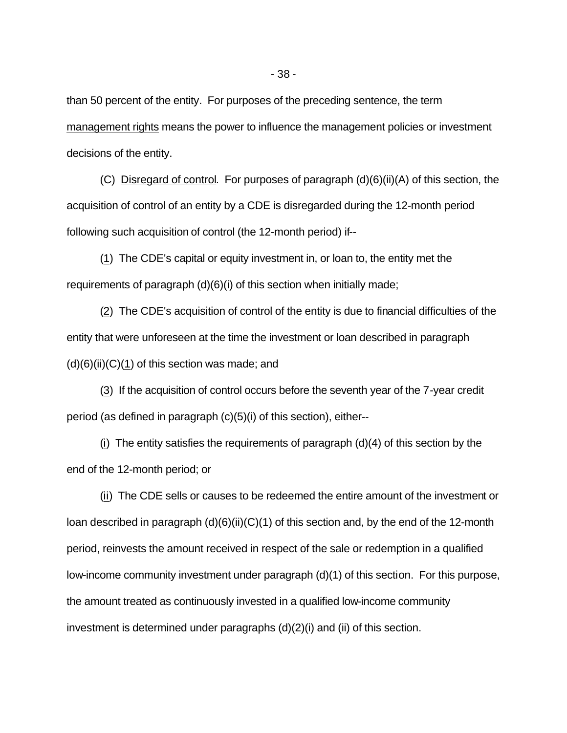than 50 percent of the entity. For purposes of the preceding sentence, the term management rights means the power to influence the management policies or investment decisions of the entity.

(C) Disregard of control. For purposes of paragraph (d)(6)(ii)(A) of this section, the acquisition of control of an entity by a CDE is disregarded during the 12-month period following such acquisition of control (the 12-month period) if--

(1) The CDE's capital or equity investment in, or loan to, the entity met the requirements of paragraph (d)(6)(i) of this section when initially made;

(2) The CDE's acquisition of control of the entity is due to financial difficulties of the entity that were unforeseen at the time the investment or loan described in paragraph (d)(6)(ii)(C)(1) of this section was made; and

(3) If the acquisition of control occurs before the seventh year of the 7-year credit period (as defined in paragraph (c)(5)(i) of this section), either--

(i) The entity satisfies the requirements of paragraph (d)(4) of this section by the end of the 12-month period; or

(ii) The CDE sells or causes to be redeemed the entire amount of the investment or loan described in paragraph (d)(6)(ii)(C)(1) of this section and, by the end of the 12-month period, reinvests the amount received in respect of the sale or redemption in a qualified low-income community investment under paragraph (d)(1) of this section. For this purpose, the amount treated as continuously invested in a qualified low-income community investment is determined under paragraphs (d)(2)(i) and (ii) of this section.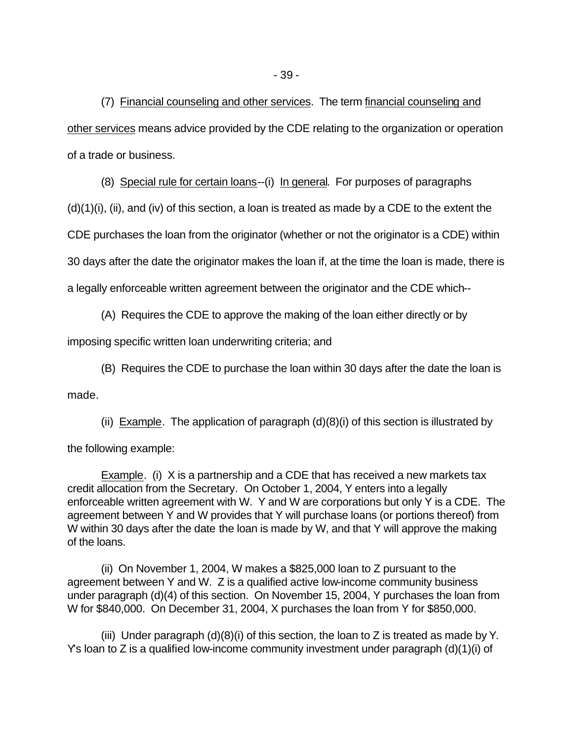(7) Financial counseling and other services. The term financial counseling and other services means advice provided by the CDE relating to the organization or operation of a trade or business.

(8) Special rule for certain loans--(i) In general. For purposes of paragraphs (d)(1)(i), (ii), and (iv) of this section, a loan is treated as made by a CDE to the extent the CDE purchases the loan from the originator (whether or not the originator is a CDE) within 30 days after the date the originator makes the loan if, at the time the loan is made, there is a legally enforceable written agreement between the originator and the CDE which--

(A) Requires the CDE to approve the making of the loan either directly or by imposing specific written loan underwriting criteria; and

(B) Requires the CDE to purchase the loan within 30 days after the date the loan is made.

(ii) Example. The application of paragraph (d)(8)(i) of this section is illustrated by the following example:

Example. (i) X is a partnership and a CDE that has received a new markets tax credit allocation from the Secretary. On October 1, 2004, Y enters into a legally enforceable written agreement with W. Y and W are corporations but only Y is a CDE. The agreement between Y and W provides that Y will purchase loans (or portions thereof) from W within 30 days after the date the loan is made by W, and that Y will approve the making of the loans.

(ii) On November 1, 2004, W makes a $825,000 loan to Z pursuant to the agreement between Y and W. Z is a qualified active low-income community business under paragraph (d)(4) of this section. On November 15, 2004, Y purchases the loan from W for $840,000. On December 31, 2004, X purchases the loan from Y for $850,000.

(iii) Under paragraph (d)(8)(i) of this section, the loan to Z is treated as made by Y. Y's loan to Z is a qualified low-income community investment under paragraph (d)(1)(i) of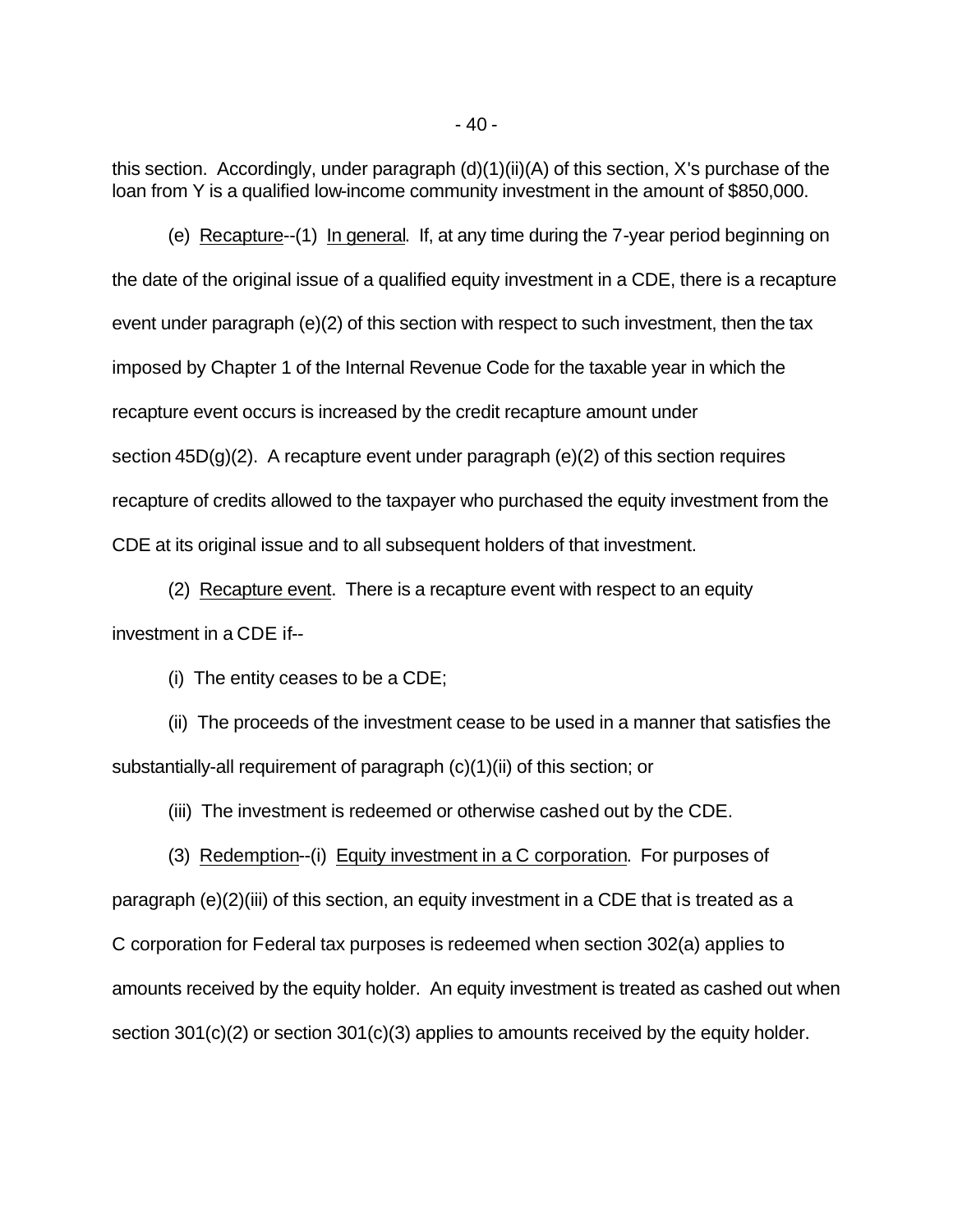this section. Accordingly, under paragraph (d)(1)(ii)(A) of this section, X's purchase of the loan from Y is a qualified low-income community investment in the amount of $850,000.

(e) Recapture--(1) In general. If, at any time during the 7-year period beginning on the date of the original issue of a qualified equity investment in a CDE, there is a recapture event under paragraph (e)(2) of this section with respect to such investment, then the tax imposed by Chapter 1 of the Internal Revenue Code for the taxable year in which the recapture event occurs is increased by the credit recapture amount under section 45D(g)(2). A recapture event under paragraph (e)(2) of this section requires recapture of credits allowed to the taxpayer who purchased the equity investment from the CDE at its original issue and to all subsequent holders of that investment.

(2) Recapture event. There is a recapture event with respect to an equity investment in a CDE if--

(i) The entity ceases to be a CDE;

(ii) The proceeds of the investment cease to be used in a manner that satisfies the substantially-all requirement of paragraph (c)(1)(ii) of this section; or

(iii) The investment is redeemed or otherwise cashed out by the CDE.

(3) Redemption--(i) Equity investment in a C corporation. For purposes of paragraph (e)(2)(iii) of this section, an equity investment in a CDE that is treated as a C corporation for Federal tax purposes is redeemed when section 302(a) applies to amounts received by the equity holder. An equity investment is treated as cashed out when section 301(c)(2) or section 301(c)(3) applies to amounts received by the equity holder.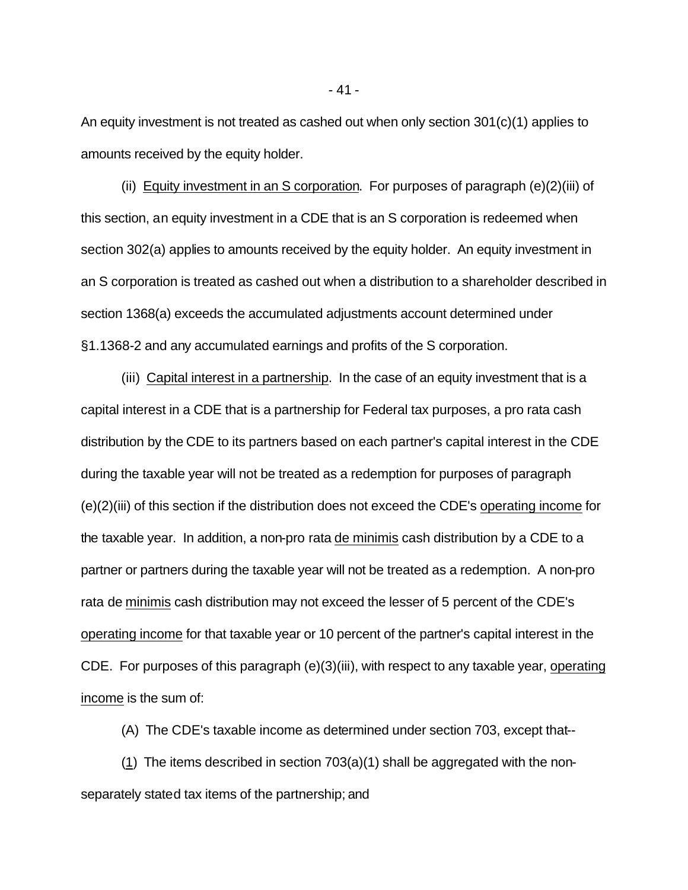An equity investment is not treated as cashed out when only section 301(c)(1) applies to amounts received by the equity holder.

(ii) Equity investment in an S corporation. For purposes of paragraph (e)(2)(iii) of this section, an equity investment in a CDE that is an S corporation is redeemed when section 302(a) applies to amounts received by the equity holder. An equity investment in an S corporation is treated as cashed out when a distribution to a shareholder described in section 1368(a) exceeds the accumulated adjustments account determined under §1.1368-2 and any accumulated earnings and profits of the S corporation.

(iii) Capital interest in a partnership. In the case of an equity investment that is a capital interest in a CDE that is a partnership for Federal tax purposes, a pro rata cash distribution by the CDE to its partners based on each partner's capital interest in the CDE during the taxable year will not be treated as a redemption for purposes of paragraph (e)(2)(iii) of this section if the distribution does not exceed the CDE's operating income for the taxable year. In addition, a non-pro rata de minimis cash distribution by a CDE to a partner or partners during the taxable year will not be treated as a redemption. A non-pro rata de minimis cash distribution may not exceed the lesser of 5 percent of the CDE's operating income for that taxable year or 10 percent of the partner's capital interest in the CDE. For purposes of this paragraph (e)(3)(iii), with respect to any taxable year, operating income is the sum of:

(A) The CDE's taxable income as determined under section 703, except that--

(1) The items described in section 703(a)(1) shall be aggregated with the non-separately stated tax items of the partnership; and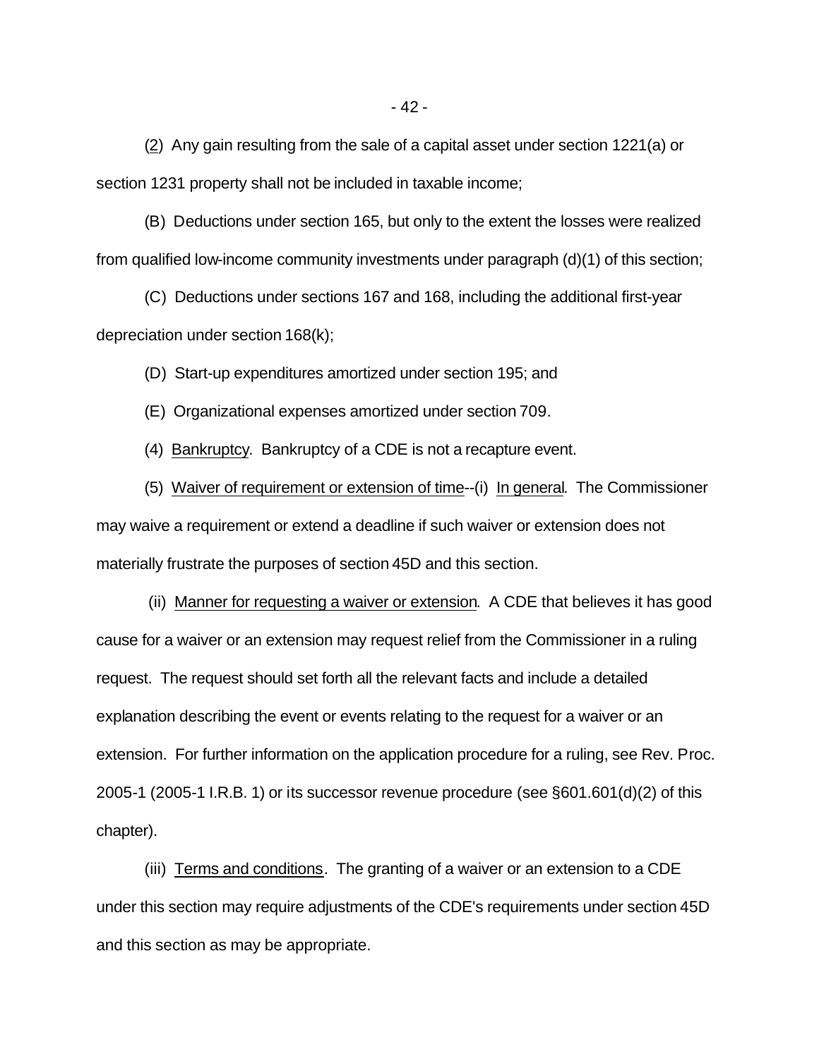(2) Any gain resulting from the sale of a capital asset under section 1221(a) or section 1231 property shall not be included in taxable income;

(B) Deductions under section 165, but only to the extent the losses were realized from qualified low-income community investments under paragraph (d)(1) of this section;

(C) Deductions under sections 167 and 168, including the additional first-year depreciation under section 168(k);

(D) Start-up expenditures amortized under section 195; and

(E) Organizational expenses amortized under section 709.

(4) Bankruptcy. Bankruptcy of a CDE is not a recapture event.

(5) Waiver of requirement or extension of time--(i) In general. The Commissioner may waive a requirement or extend a deadline if such waiver or extension does not materially frustrate the purposes of section 45D and this section.

(ii) Manner for requesting a waiver or extension. A CDE that believes it has good cause for a waiver or an extension may request relief from the Commissioner in a ruling request. The request should set forth all the relevant facts and include a detailed explanation describing the event or events relating to the request for a waiver or an extension. For further information on the application procedure for a ruling, see Rev. Proc. 2005-1 (2005-1 I.R.B. 1) or its successor revenue procedure (see §601.601(d)(2) of this chapter).

(iii) Terms and conditions. The granting of a waiver or an extension to a CDE under this section may require adjustments of the CDE's requirements under section 45D and this section as may be appropriate.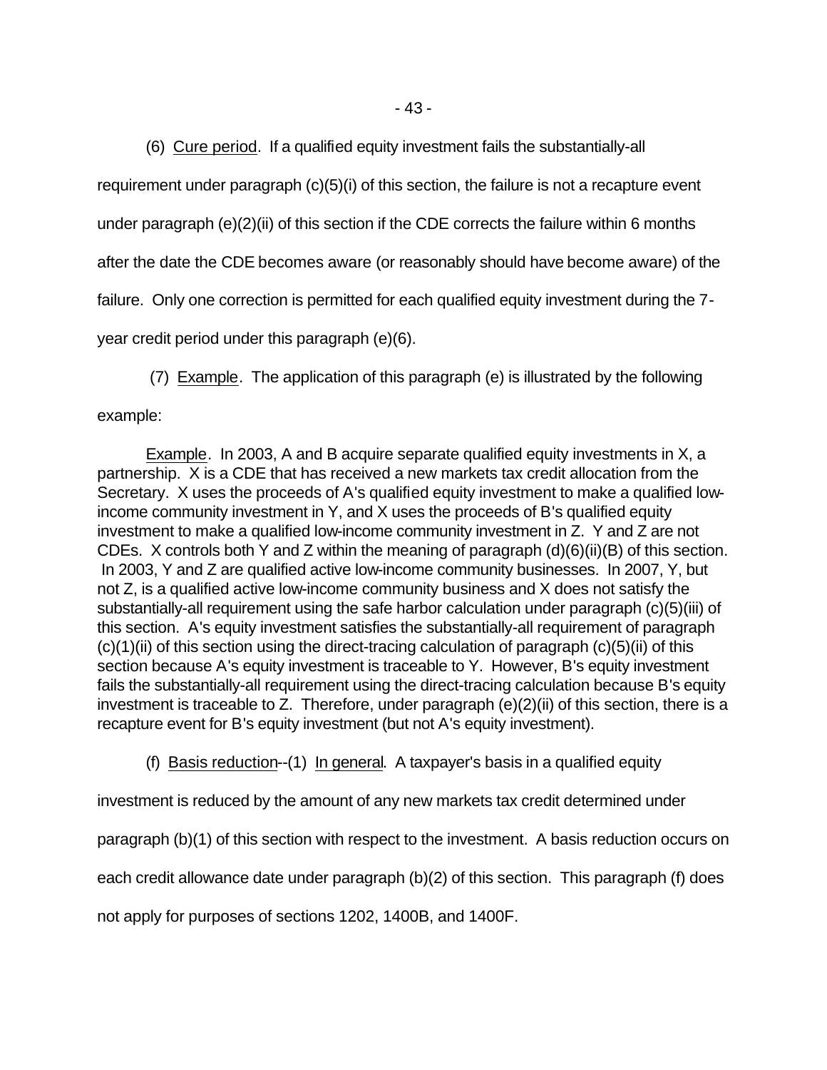(6) Cure period. If a qualified equity investment fails the substantially-all requirement under paragraph (c)(5)(i) of this section, the failure is not a recapture event under paragraph (e)(2)(ii) of this section if the CDE corrects the failure within 6 months after the date the CDE becomes aware (or reasonably should have become aware) of the failure. Only one correction is permitted for each qualified equity investment during the 7-year credit period under this paragraph (e)(6).

(7) Example. The application of this paragraph (e) is illustrated by the following example:

Example. In 2003, A and B acquire separate qualified equity investments in X, a partnership. X is a CDE that has received a new markets tax credit allocation from the Secretary. X uses the proceeds of A's qualified equity investment to make a qualified low-income community investment in Y, and X uses the proceeds of B's qualified equity investment to make a qualified low-income community investment in Z. Y and Z are not CDEs. X controls both Y and Z within the meaning of paragraph (d)(6)(ii)(B) of this section. In 2003, Y and Z are qualified active low-income community businesses. In 2007, Y, but not Z, is a qualified active low-income community business and X does not satisfy the substantially-all requirement using the safe harbor calculation under paragraph (c)(5)(iii) of this section. A's equity investment satisfies the substantially-all requirement of paragraph (c)(1)(ii) of this section using the direct-tracing calculation of paragraph (c)(5)(ii) of this section because A's equity investment is traceable to Y. However, B's equity investment fails the substantially-all requirement using the direct-tracing calculation because B's equity investment is traceable to Z. Therefore, under paragraph (e)(2)(ii) of this section, there is a recapture event for B's equity investment (but not A's equity investment).

(f) Basis reduction--(1) In general. A taxpayer's basis in a qualified equity investment is reduced by the amount of any new markets tax credit determined under paragraph (b)(1) of this section with respect to the investment. A basis reduction occurs on each credit allowance date under paragraph (b)(2) of this section. This paragraph (f) does not apply for purposes of sections 1202, 1400B, and 1400F.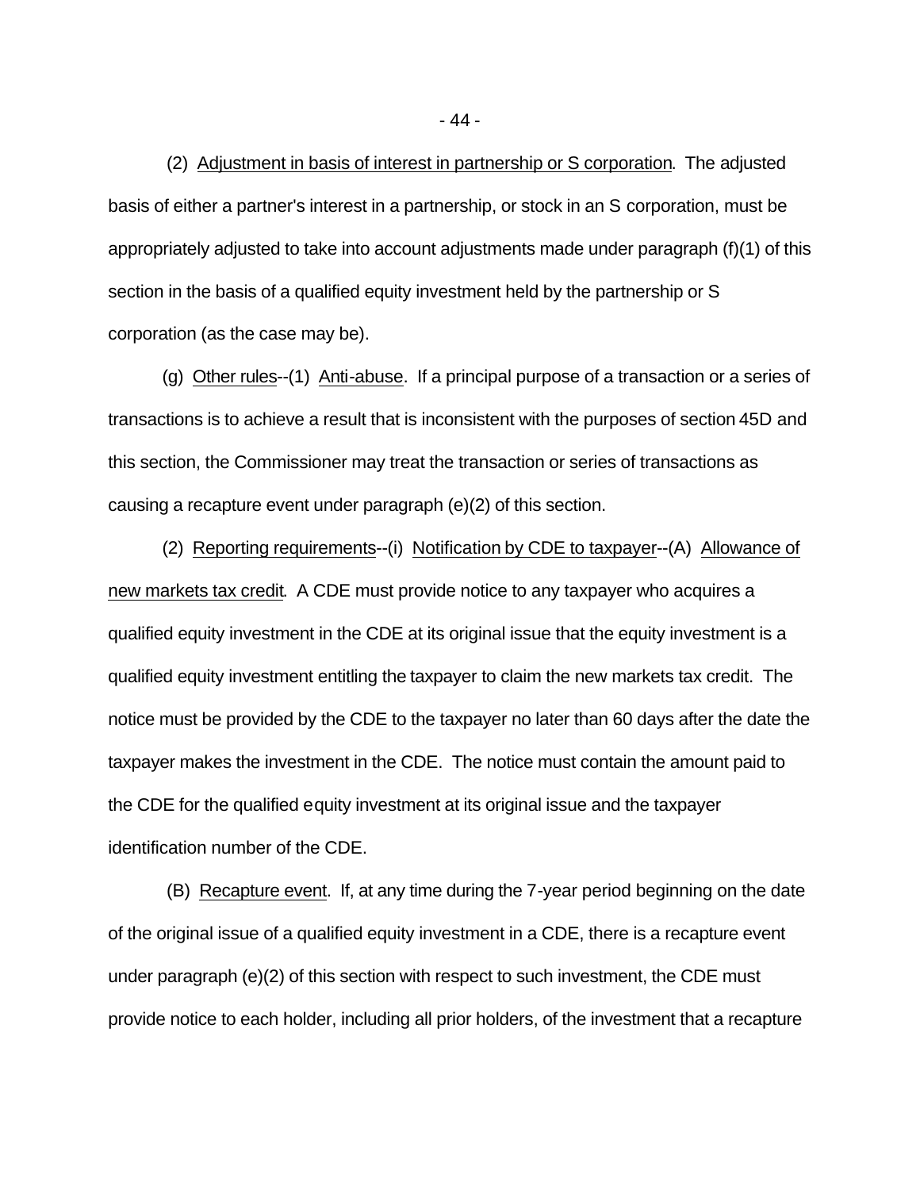(2) Adjustment in basis of interest in partnership or S corporation. The adjusted basis of either a partner's interest in a partnership, or stock in an S corporation, must be appropriately adjusted to take into account adjustments made under paragraph (f)(1) of this section in the basis of a qualified equity investment held by the partnership or S corporation (as the case may be).

(g) Other rules--(1) Anti-abuse. If a principal purpose of a transaction or a series of transactions is to achieve a result that is inconsistent with the purposes of section 45D and this section, the Commissioner may treat the transaction or series of transactions as causing a recapture event under paragraph (e)(2) of this section.

(2) Reporting requirements--(i) Notification by CDE to taxpayer--(A) Allowance of new markets tax credit. A CDE must provide notice to any taxpayer who acquires a qualified equity investment in the CDE at its original issue that the equity investment is a qualified equity investment entitling the taxpayer to claim the new markets tax credit. The notice must be provided by the CDE to the taxpayer no later than 60 days after the date the taxpayer makes the investment in the CDE. The notice must contain the amount paid to the CDE for the qualified equity investment at its original issue and the taxpayer identification number of the CDE.

(B) Recapture event. If, at any time during the 7-year period beginning on the date of the original issue of a qualified equity investment in a CDE, there is a recapture event under paragraph (e)(2) of this section with respect to such investment, the CDE must provide notice to each holder, including all prior holders, of the investment that a recapture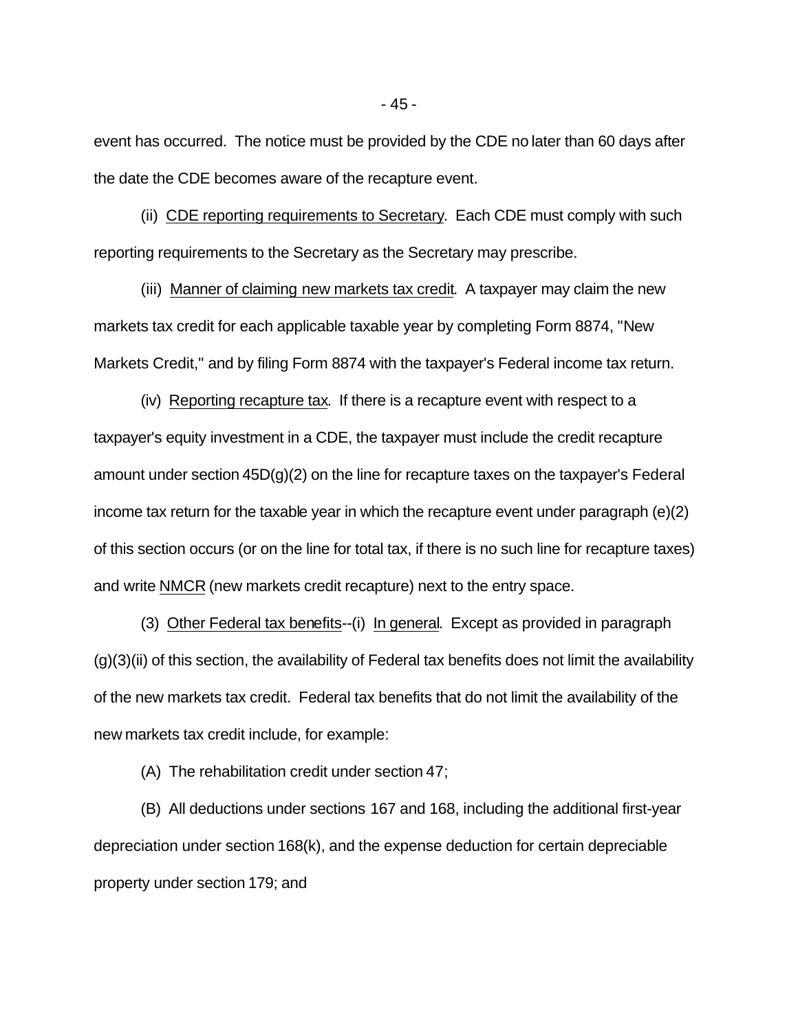event has occurred. The notice must be provided by the CDE no later than 60 days after the date the CDE becomes aware of the recapture event.

(ii) CDE reporting requirements to Secretary. Each CDE must comply with such reporting requirements to the Secretary as the Secretary may prescribe.

(iii) Manner of claiming new markets tax credit. A taxpayer may claim the new markets tax credit for each applicable taxable year by completing Form 8874, "New Markets Credit," and by filing Form 8874 with the taxpayer's Federal income tax return.

(iv) Reporting recapture tax. If there is a recapture event with respect to a taxpayer's equity investment in a CDE, the taxpayer must include the credit recapture amount under section 45D(g)(2) on the line for recapture taxes on the taxpayer's Federal income tax return for the taxable year in which the recapture event under paragraph (e)(2) of this section occurs (or on the line for total tax, if there is no such line for recapture taxes) and write NMCR (new markets credit recapture) next to the entry space.

(3) Other Federal tax benefits--(i) In general. Except as provided in paragraph (g)(3)(ii) of this section, the availability of Federal tax benefits does not limit the availability of the new markets tax credit. Federal tax benefits that do not limit the availability of the new markets tax credit include, for example:

(A) The rehabilitation credit under section 47;

(B) All deductions under sections 167 and 168, including the additional first-year depreciation under section 168(k), and the expense deduction for certain depreciable property under section 179; and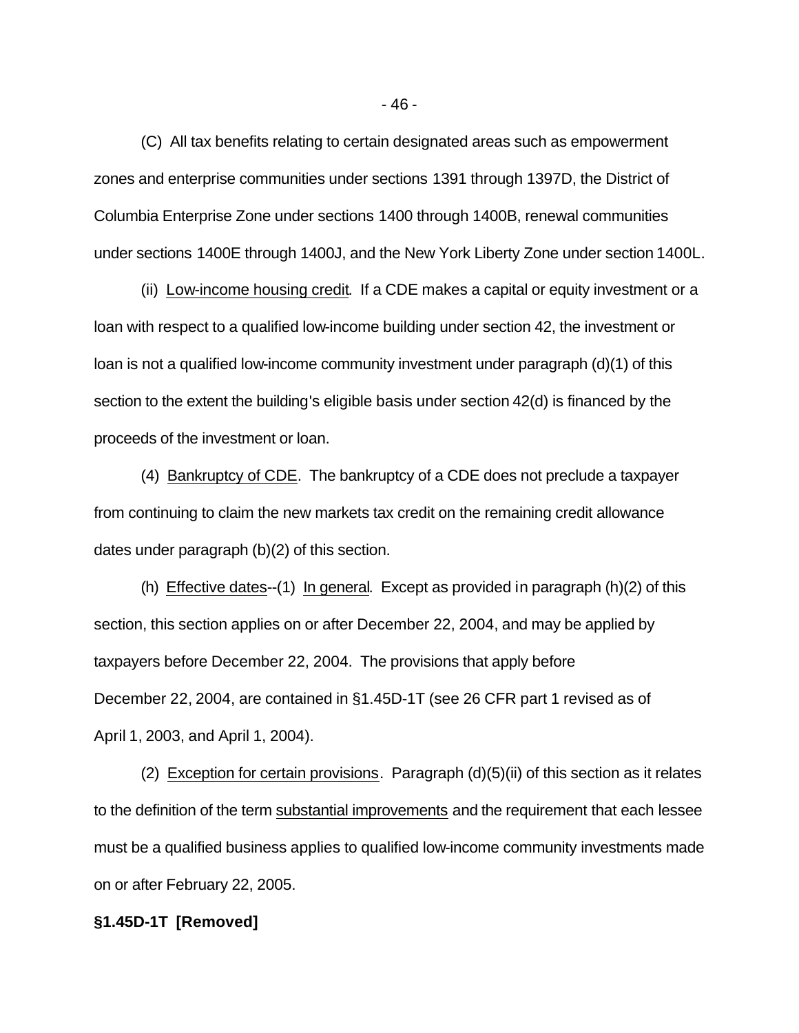(C) All tax benefits relating to certain designated areas such as empowerment zones and enterprise communities under sections 1391 through 1397D, the District of Columbia Enterprise Zone under sections 1400 through 1400B, renewal communities under sections 1400E through 1400J, and the New York Liberty Zone under section 1400L.

(ii) Low-income housing credit. If a CDE makes a capital or equity investment or a loan with respect to a qualified low-income building under section 42, the investment or loan is not a qualified low-income community investment under paragraph (d)(1) of this section to the extent the building's eligible basis under section 42(d) is financed by the proceeds of the investment or loan.

(4) Bankruptcy of CDE. The bankruptcy of a CDE does not preclude a taxpayer from continuing to claim the new markets tax credit on the remaining credit allowance dates under paragraph (b)(2) of this section.

(h) Effective dates--(1) In general. Except as provided in paragraph (h)(2) of this section, this section applies on or after December 22, 2004, and may be applied by taxpayers before December 22, 2004. The provisions that apply before December 22, 2004, are contained in §1.45D-1T (see 26 CFR part 1 revised as of April 1, 2003, and April 1, 2004).

(2) Exception for certain provisions. Paragraph (d)(5)(ii) of this section as it relates to the definition of the term substantial improvements and the requirement that each lessee must be a qualified business applies to qualified low-income community investments made on or after February 22, 2005.

**§1.45D-1T [Removed]**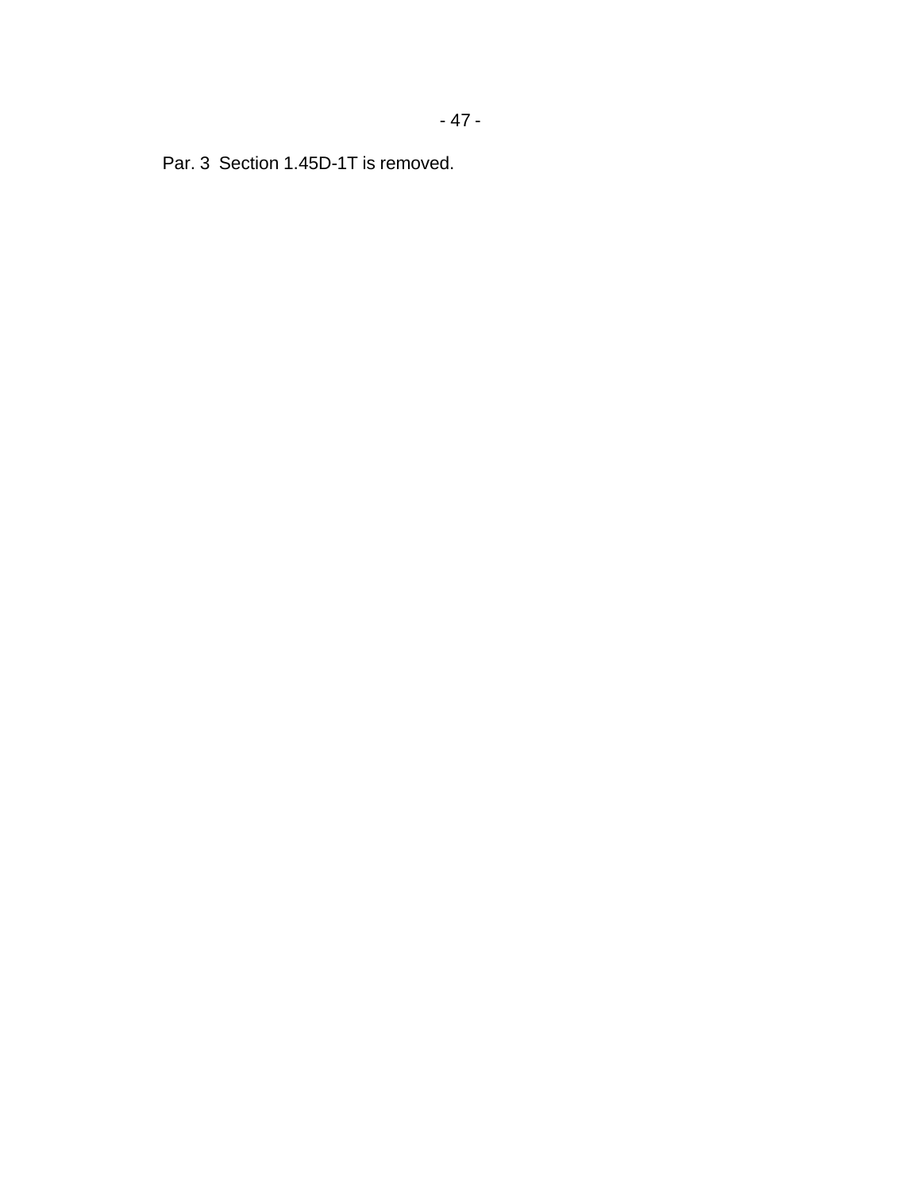Par. 3  Section 1.45D-1T is removed.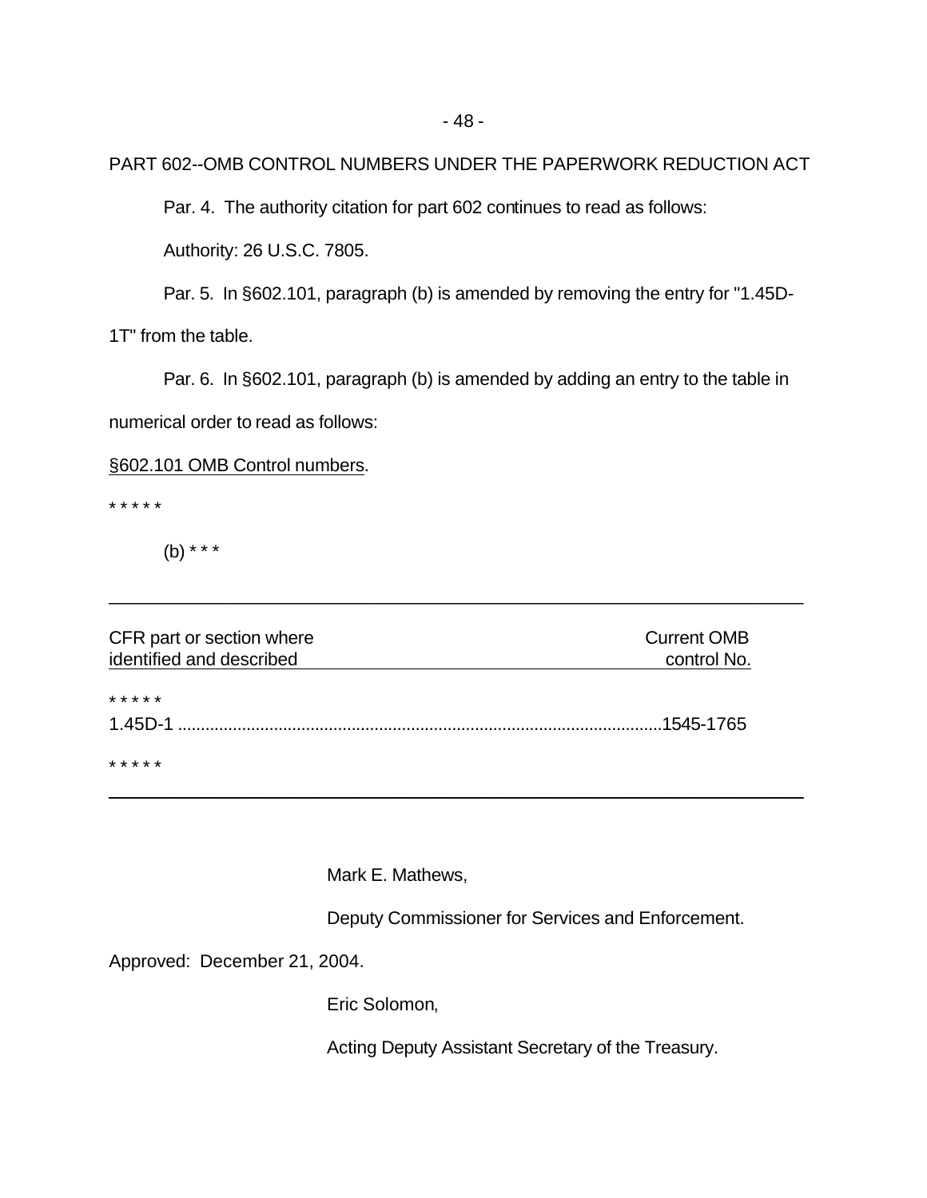PART 602--OMB CONTROL NUMBERS UNDER THE PAPERWORK REDUCTION ACT

Par. 4. The authority citation for part 602 continues to read as follows:

Authority: 26 U.S.C. 7805.

Par. 5. In §602.101, paragraph (b) is amended by removing the entry for "1.45D-1T" from the table.

Par. 6. In §602.101, paragraph (b) is amended by adding an entry to the table in numerical order to read as follows:

§602.101 OMB Control numbers.

* * * * *

(b) * * *

| CFR part or section where identified and described | Current OMB control No. |
|---|---|
| * * * * * | |
| 1.45D-1 | 1545-1765 |
| * * * * * | |

Mark E. Mathews,

Deputy Commissioner for Services and Enforcement.

Approved: December 21, 2004.

Eric Solomon,

Acting Deputy Assistant Secretary of the Treasury.